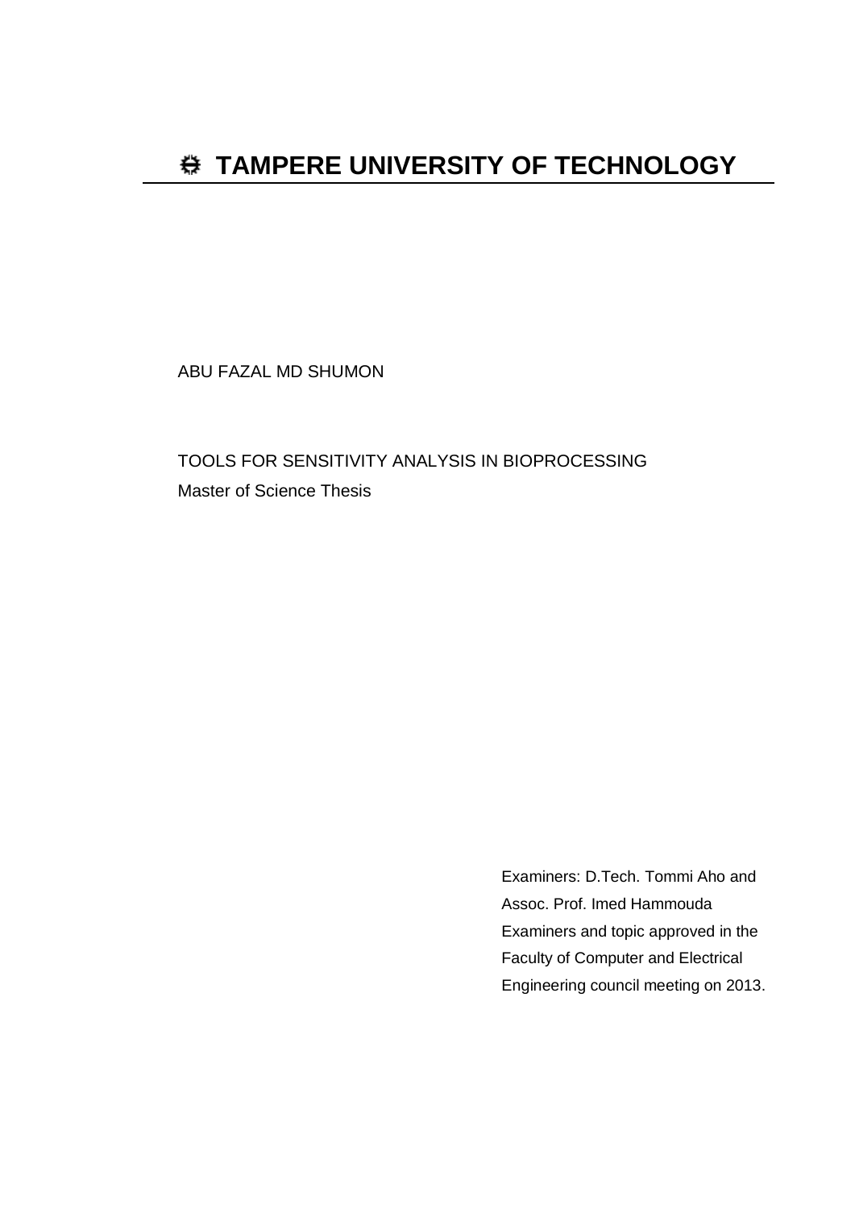# TAMPERE UNIVERSITY OF TECHNOLOGY

ABU FAZAL MD SHUMON

TOOLS FOR SENSITIVITY ANALYSIS IN BIOPROCESSING
Master of Science Thesis

Examiners: D.Tech. Tommi Aho and
Assoc. Prof. Imed Hammouda
Examiners and topic approved in the
Faculty of Computer and Electrical
Engineering council meeting on 2013.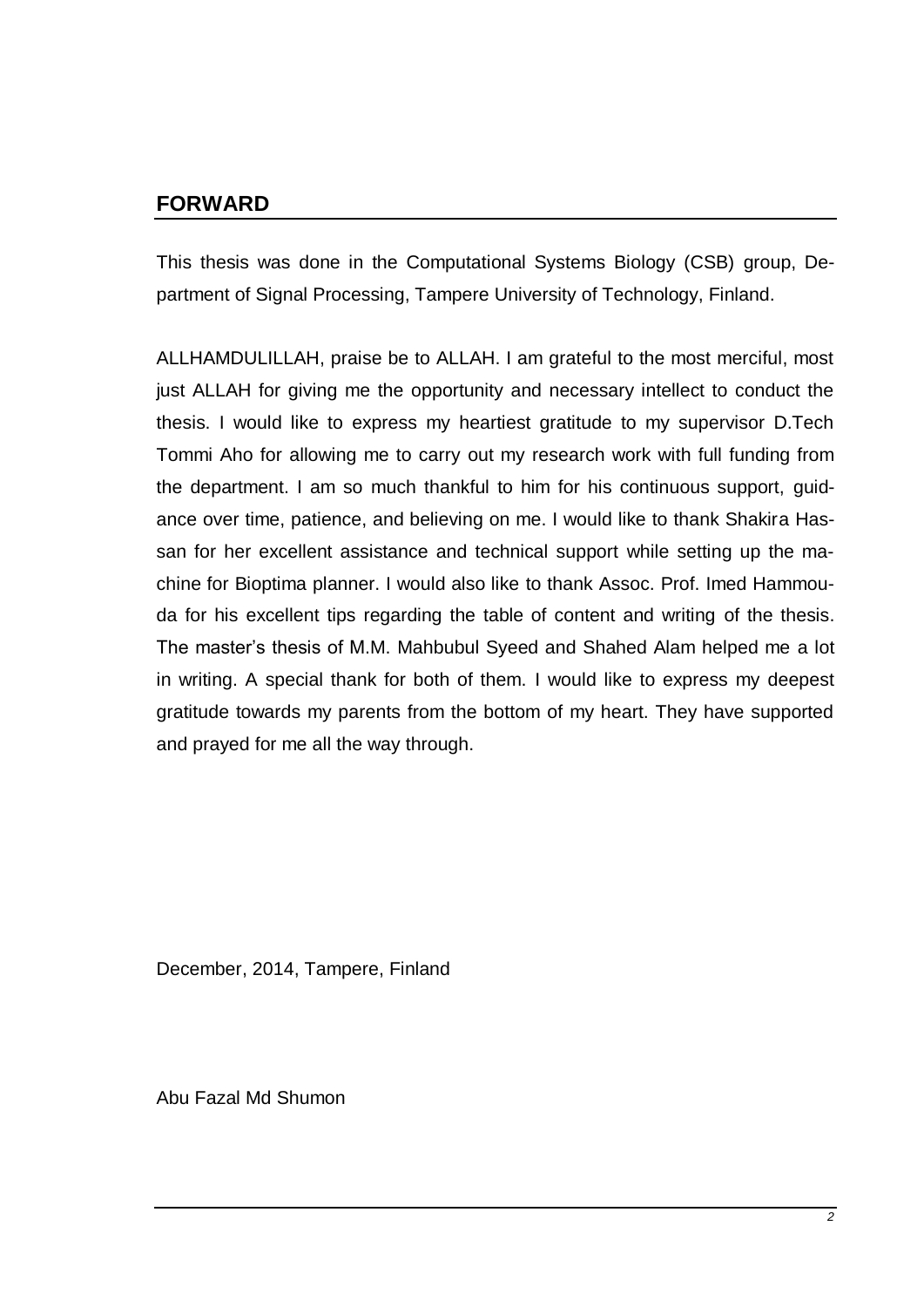## FORWARD

This thesis was done in the Computational Systems Biology (CSB) group, Department of Signal Processing, Tampere University of Technology, Finland.

ALLHAMDULILLAH, praise be to ALLAH. I am grateful to the most merciful, most just ALLAH for giving me the opportunity and necessary intellect to conduct the thesis. I would like to express my heartiest gratitude to my supervisor D.Tech Tommi Aho for allowing me to carry out my research work with full funding from the department. I am so much thankful to him for his continuous support, guidance over time, patience, and believing on me. I would like to thank Shakira Hassan for her excellent assistance and technical support while setting up the machine for Bioptima planner. I would also like to thank Assoc. Prof. Imed Hammouda for his excellent tips regarding the table of content and writing of the thesis. The master's thesis of M.M. Mahbubul Syeed and Shahed Alam helped me a lot in writing. A special thank for both of them. I would like to express my deepest gratitude towards my parents from the bottom of my heart. They have supported and prayed for me all the way through.

December, 2014, Tampere, Finland

Abu Fazal Md Shumon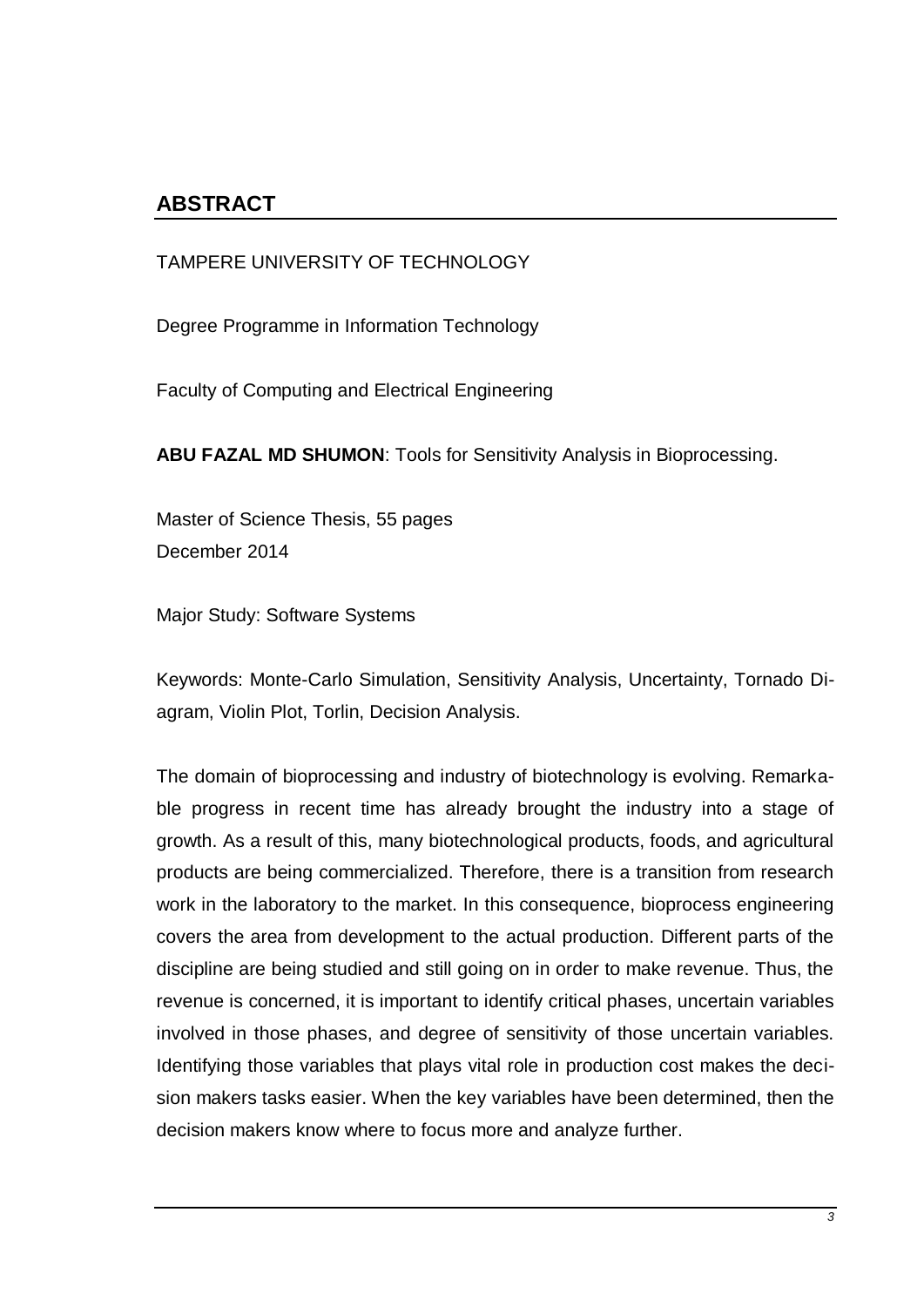## ABSTRACT

TAMPERE UNIVERSITY OF TECHNOLOGY

Degree Programme in Information Technology

Faculty of Computing and Electrical Engineering

**ABU FAZAL MD SHUMON**: Tools for Sensitivity Analysis in Bioprocessing.

Master of Science Thesis, 55 pages
December 2014

Major Study: Software Systems

Keywords: Monte-Carlo Simulation, Sensitivity Analysis, Uncertainty, Tornado Diagram, Violin Plot, Torlin, Decision Analysis.

The domain of bioprocessing and industry of biotechnology is evolving. Remarkable progress in recent time has already brought the industry into a stage of growth. As a result of this, many biotechnological products, foods, and agricultural products are being commercialized. Therefore, there is a transition from research work in the laboratory to the market. In this consequence, bioprocess engineering covers the area from development to the actual production. Different parts of the discipline are being studied and still going on in order to make revenue. Thus, the revenue is concerned, it is important to identify critical phases, uncertain variables involved in those phases, and degree of sensitivity of those uncertain variables. Identifying those variables that plays vital role in production cost makes the decision makers tasks easier. When the key variables have been determined, then the decision makers know where to focus more and analyze further.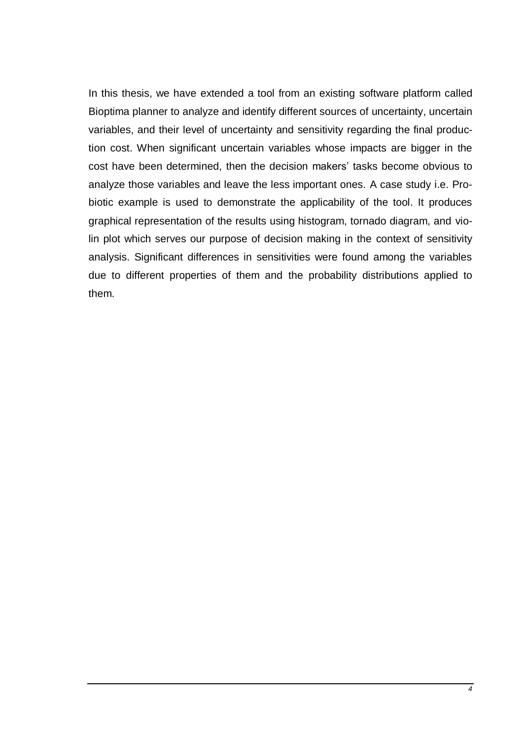In this thesis, we have extended a tool from an existing software platform called Bioptima planner to analyze and identify different sources of uncertainty, uncertain variables, and their level of uncertainty and sensitivity regarding the final production cost. When significant uncertain variables whose impacts are bigger in the cost have been determined, then the decision makers' tasks become obvious to analyze those variables and leave the less important ones. A case study i.e. Probiotic example is used to demonstrate the applicability of the tool. It produces graphical representation of the results using histogram, tornado diagram, and violin plot which serves our purpose of decision making in the context of sensitivity analysis. Significant differences in sensitivities were found among the variables due to different properties of them and the probability distributions applied to them.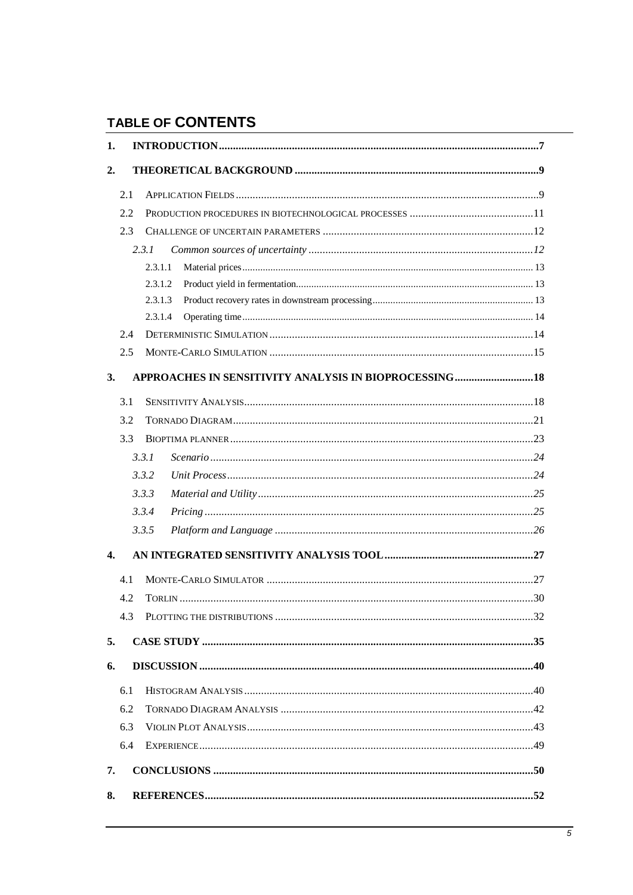# TABLE OF CONTENTS

1. INTRODUCTION .......... 7
2. THEORETICAL BACKGROUND .......... 9
   - 2.1 Application Fields .......... 9
   - 2.2 Production procedures in biotechnological processes .......... 11
   - 2.3 Challenge of uncertain parameters .......... 12
     - *2.3.1 Common sources of uncertainty .......... 12*
       - 2.3.1.1 Material prices .......... 13
       - 2.3.1.2 Product yield in fermentation .......... 13
       - 2.3.1.3 Product recovery rates in downstream processing .......... 13
       - 2.3.1.4 Operating time .......... 14
   - 2.4 Deterministic Simulation .......... 14
   - 2.5 Monte-Carlo Simulation .......... 15
3. APPROACHES IN SENSITIVITY ANALYSIS IN BIOPROCESSING .......... 18
   - 3.1 Sensitivity Analysis .......... 18
   - 3.2 Tornado Diagram .......... 21
   - 3.3 Bioptima planner .......... 23
     - *3.3.1 Scenario .......... 24*
     - *3.3.2 Unit Process .......... 24*
     - *3.3.3 Material and Utility .......... 25*
     - *3.3.4 Pricing .......... 25*
     - *3.3.5 Platform and Language .......... 26*
4. AN INTEGRATED SENSITIVITY ANALYSIS TOOL .......... 27
   - 4.1 Monte-Carlo Simulator .......... 27
   - 4.2 Torlin .......... 30
   - 4.3 Plotting the distributions .......... 32
5. CASE STUDY .......... 35
6. DISCUSSION .......... 40
   - 6.1 Histogram Analysis .......... 40
   - 6.2 Tornado Diagram Analysis .......... 42
   - 6.3 Violin Plot Analysis .......... 43
   - 6.4 Experience .......... 49
7. CONCLUSIONS .......... 50
8. REFERENCES .......... 52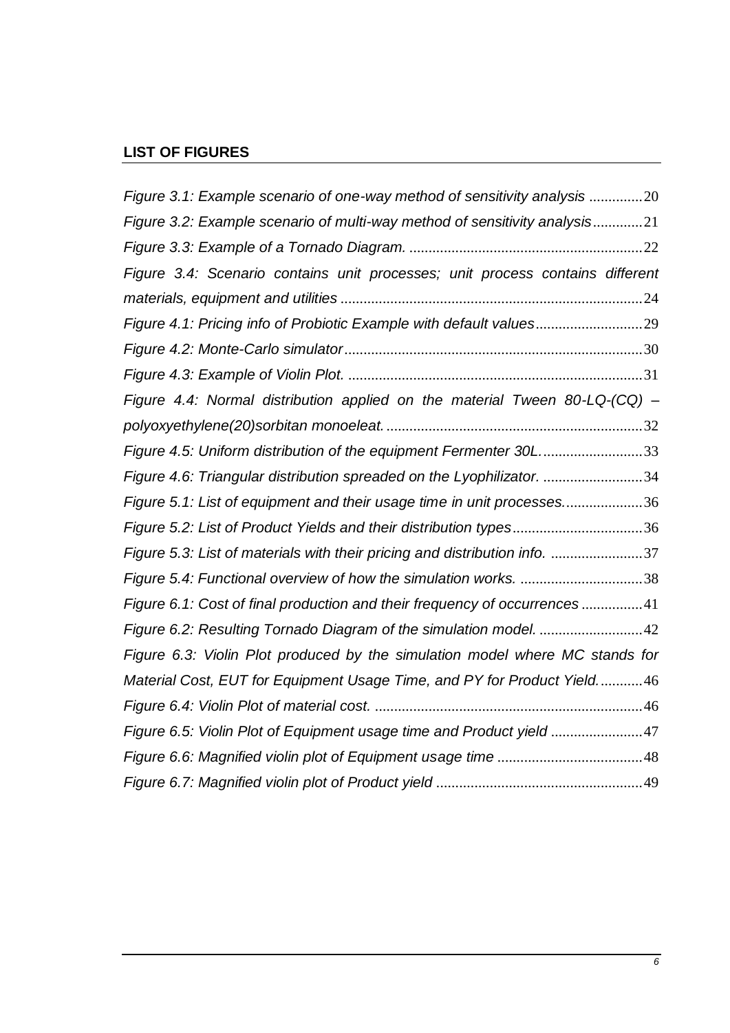## LIST OF FIGURES

*Figure 3.1: Example scenario of one-way method of sensitivity analysis* .............20
*Figure 3.2: Example scenario of multi-way method of sensitivity analysis*.............21
*Figure 3.3: Example of a Tornado Diagram.* .............................................................22
*Figure 3.4: Scenario contains unit processes; unit process contains different materials, equipment and utilities* ...............................................................................24
*Figure 4.1: Pricing info of Probiotic Example with default values*............................29
*Figure 4.2: Monte-Carlo simulator*.............................................................................30
*Figure 4.3: Example of Violin Plot.* ............................................................................31
*Figure 4.4: Normal distribution applied on the material Tween 80-LQ-(CQ) – polyoxyethylene(20)sorbitan monoeleat.*...................................................................32
*Figure 4.5: Uniform distribution of the equipment Fermenter 30L.*..........................33
*Figure 4.6: Triangular distribution spreaded on the Lyophilizator.* ..........................34
*Figure 5.1: List of equipment and their usage time in unit processes.*....................36
*Figure 5.2: List of Product Yields and their distribution types*..................................36
*Figure 5.3: List of materials with their pricing and distribution info.* ........................37
*Figure 5.4: Functional overview of how the simulation works.* ................................38
*Figure 6.1: Cost of final production and their frequency of occurrences* ................41
*Figure 6.2: Resulting Tornado Diagram of the simulation model.* ...........................42
*Figure 6.3: Violin Plot produced by the simulation model where MC stands for Material Cost, EUT for Equipment Usage Time, and PY for Product Yield.*...........46
*Figure 6.4: Violin Plot of material cost.* ......................................................................46
*Figure 6.5: Violin Plot of Equipment usage time and Product yield* ........................47
*Figure 6.6: Magnified violin plot of Equipment usage time* ......................................48
*Figure 6.7: Magnified violin plot of Product yield* ......................................................49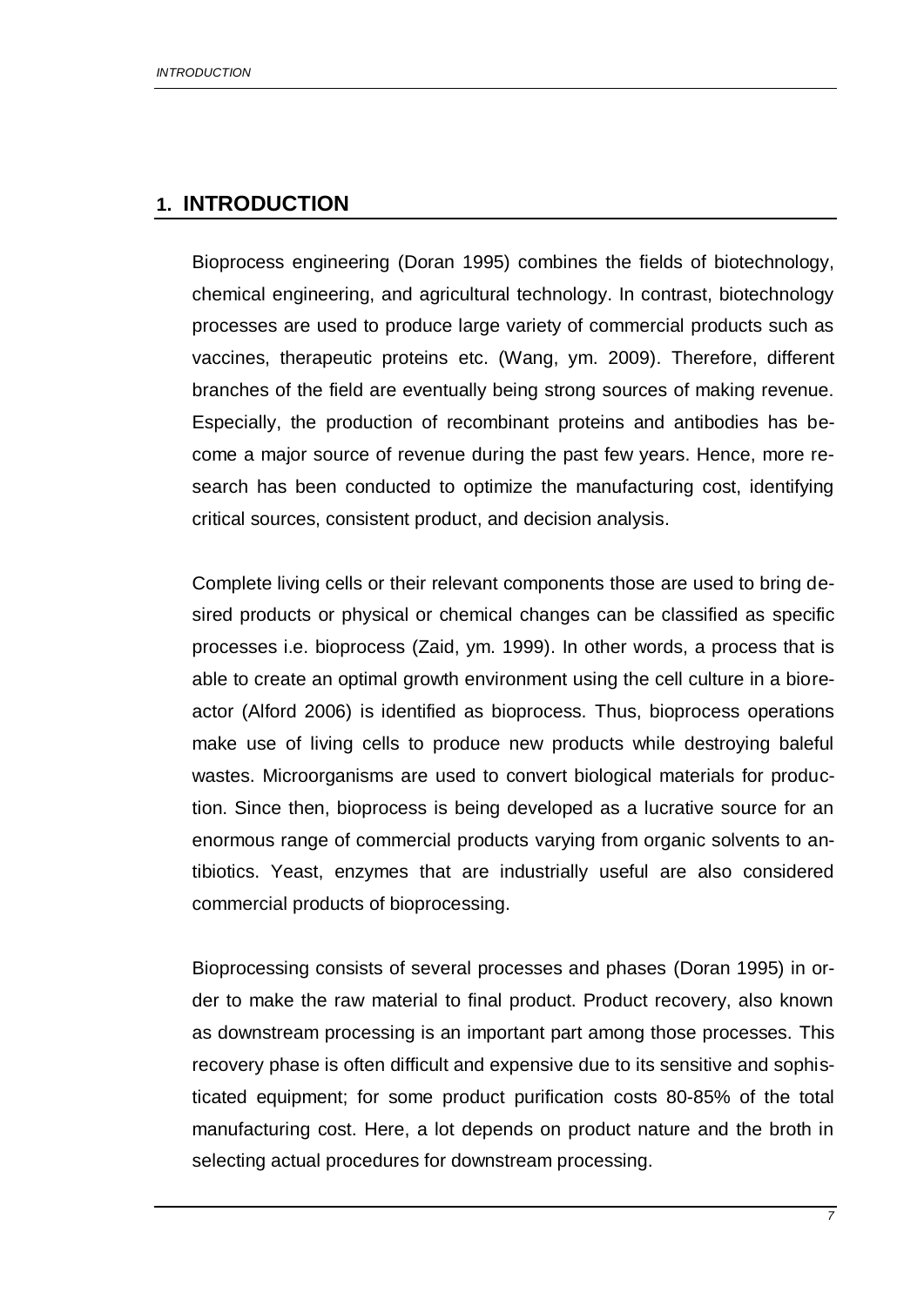# 1. INTRODUCTION

Bioprocess engineering (Doran 1995) combines the fields of biotechnology, chemical engineering, and agricultural technology. In contrast, biotechnology processes are used to produce large variety of commercial products such as vaccines, therapeutic proteins etc. (Wang, ym. 2009). Therefore, different branches of the field are eventually being strong sources of making revenue. Especially, the production of recombinant proteins and antibodies has become a major source of revenue during the past few years. Hence, more research has been conducted to optimize the manufacturing cost, identifying critical sources, consistent product, and decision analysis.

Complete living cells or their relevant components those are used to bring desired products or physical or chemical changes can be classified as specific processes i.e. bioprocess (Zaid, ym. 1999). In other words, a process that is able to create an optimal growth environment using the cell culture in a bioreactor (Alford 2006) is identified as bioprocess. Thus, bioprocess operations make use of living cells to produce new products while destroying baleful wastes. Microorganisms are used to convert biological materials for production. Since then, bioprocess is being developed as a lucrative source for an enormous range of commercial products varying from organic solvents to antibiotics. Yeast, enzymes that are industrially useful are also considered commercial products of bioprocessing.

Bioprocessing consists of several processes and phases (Doran 1995) in order to make the raw material to final product. Product recovery, also known as downstream processing is an important part among those processes. This recovery phase is often difficult and expensive due to its sensitive and sophisticated equipment; for some product purification costs 80-85% of the total manufacturing cost. Here, a lot depends on product nature and the broth in selecting actual procedures for downstream processing.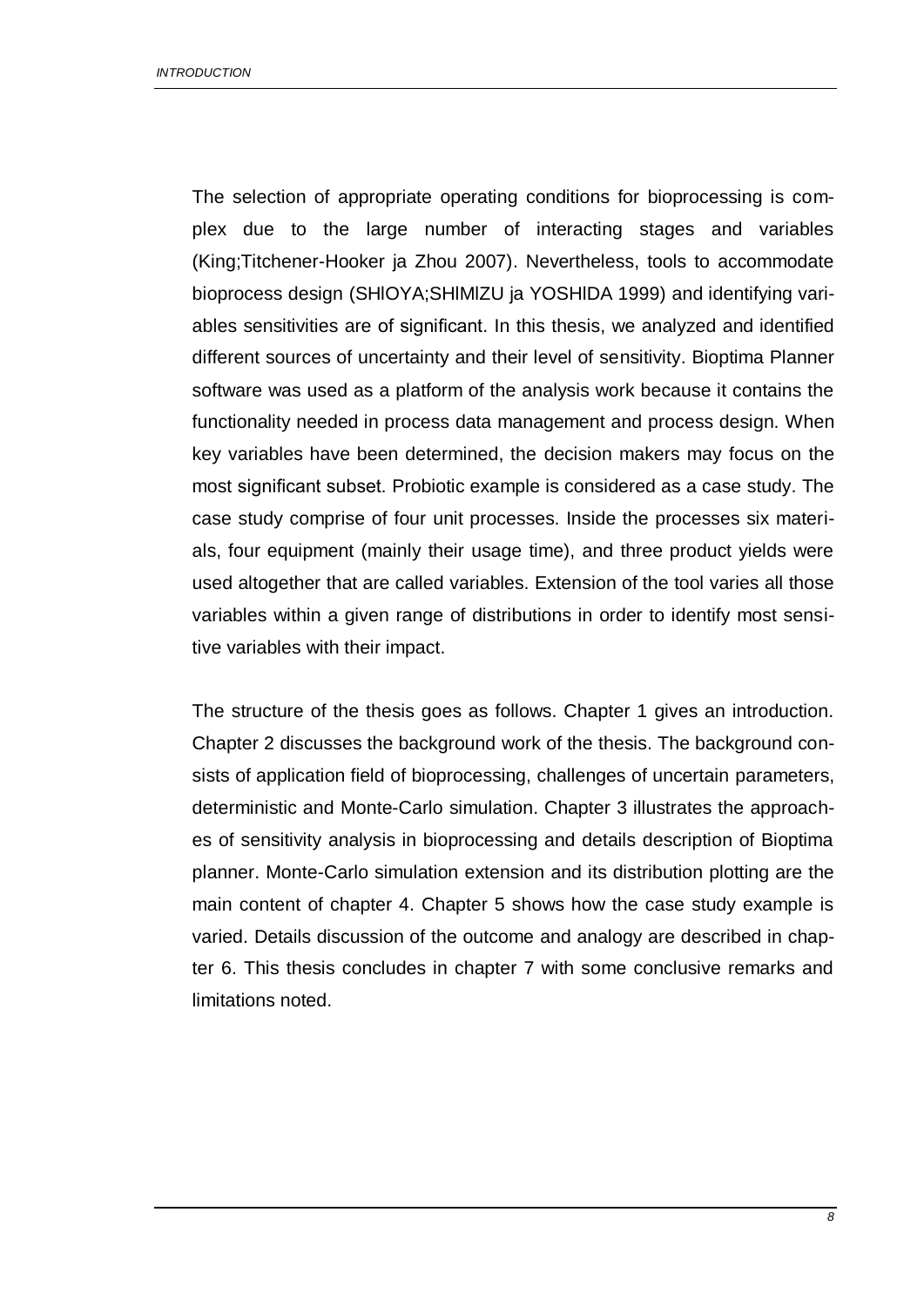The selection of appropriate operating conditions for bioprocessing is complex due to the large number of interacting stages and variables (King;Titchener-Hooker ja Zhou 2007). Nevertheless, tools to accommodate bioprocess design (SHIOYA;SHIMIZU ja YOSHIDA 1999) and identifying variables sensitivities are of significant. In this thesis, we analyzed and identified different sources of uncertainty and their level of sensitivity. Bioptima Planner software was used as a platform of the analysis work because it contains the functionality needed in process data management and process design. When key variables have been determined, the decision makers may focus on the most significant subset. Probiotic example is considered as a case study. The case study comprise of four unit processes. Inside the processes six materials, four equipment (mainly their usage time), and three product yields were used altogether that are called variables. Extension of the tool varies all those variables within a given range of distributions in order to identify most sensitive variables with their impact.

The structure of the thesis goes as follows. Chapter 1 gives an introduction. Chapter 2 discusses the background work of the thesis. The background consists of application field of bioprocessing, challenges of uncertain parameters, deterministic and Monte-Carlo simulation. Chapter 3 illustrates the approaches of sensitivity analysis in bioprocessing and details description of Bioptima planner. Monte-Carlo simulation extension and its distribution plotting are the main content of chapter 4. Chapter 5 shows how the case study example is varied. Details discussion of the outcome and analogy are described in chapter 6. This thesis concludes in chapter 7 with some conclusive remarks and limitations noted.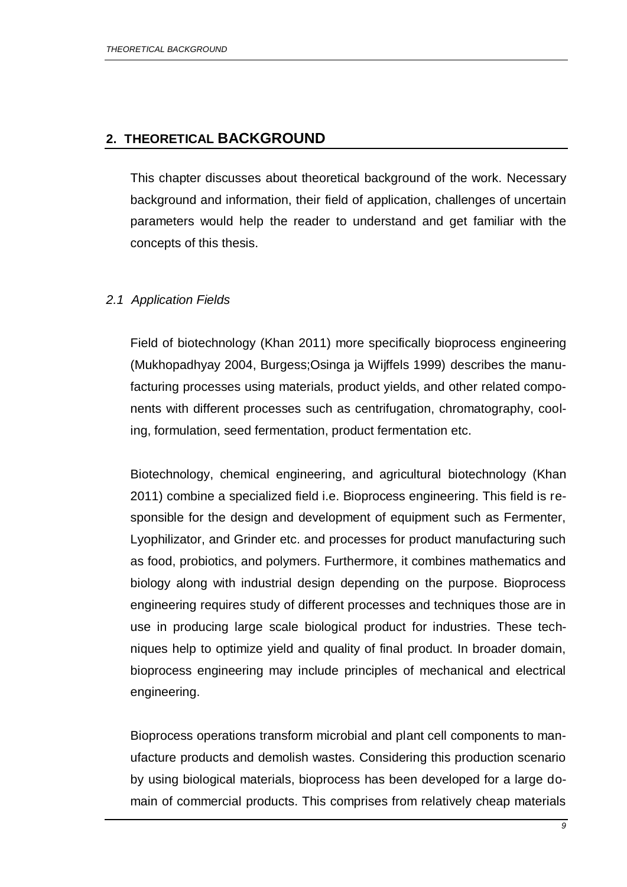## 2. THEORETICAL BACKGROUND

This chapter discusses about theoretical background of the work. Necessary background and information, their field of application, challenges of uncertain parameters would help the reader to understand and get familiar with the concepts of this thesis.

### *2.1 Application Fields*

Field of biotechnology (Khan 2011) more specifically bioprocess engineering (Mukhopadhyay 2004, Burgess;Osinga ja Wijffels 1999) describes the manufacturing processes using materials, product yields, and other related components with different processes such as centrifugation, chromatography, cooling, formulation, seed fermentation, product fermentation etc.

Biotechnology, chemical engineering, and agricultural biotechnology (Khan 2011) combine a specialized field i.e. Bioprocess engineering. This field is responsible for the design and development of equipment such as Fermenter, Lyophilizator, and Grinder etc. and processes for product manufacturing such as food, probiotics, and polymers. Furthermore, it combines mathematics and biology along with industrial design depending on the purpose. Bioprocess engineering requires study of different processes and techniques those are in use in producing large scale biological product for industries. These techniques help to optimize yield and quality of final product. In broader domain, bioprocess engineering may include principles of mechanical and electrical engineering.

Bioprocess operations transform microbial and plant cell components to manufacture products and demolish wastes. Considering this production scenario by using biological materials, bioprocess has been developed for a large domain of commercial products. This comprises from relatively cheap materials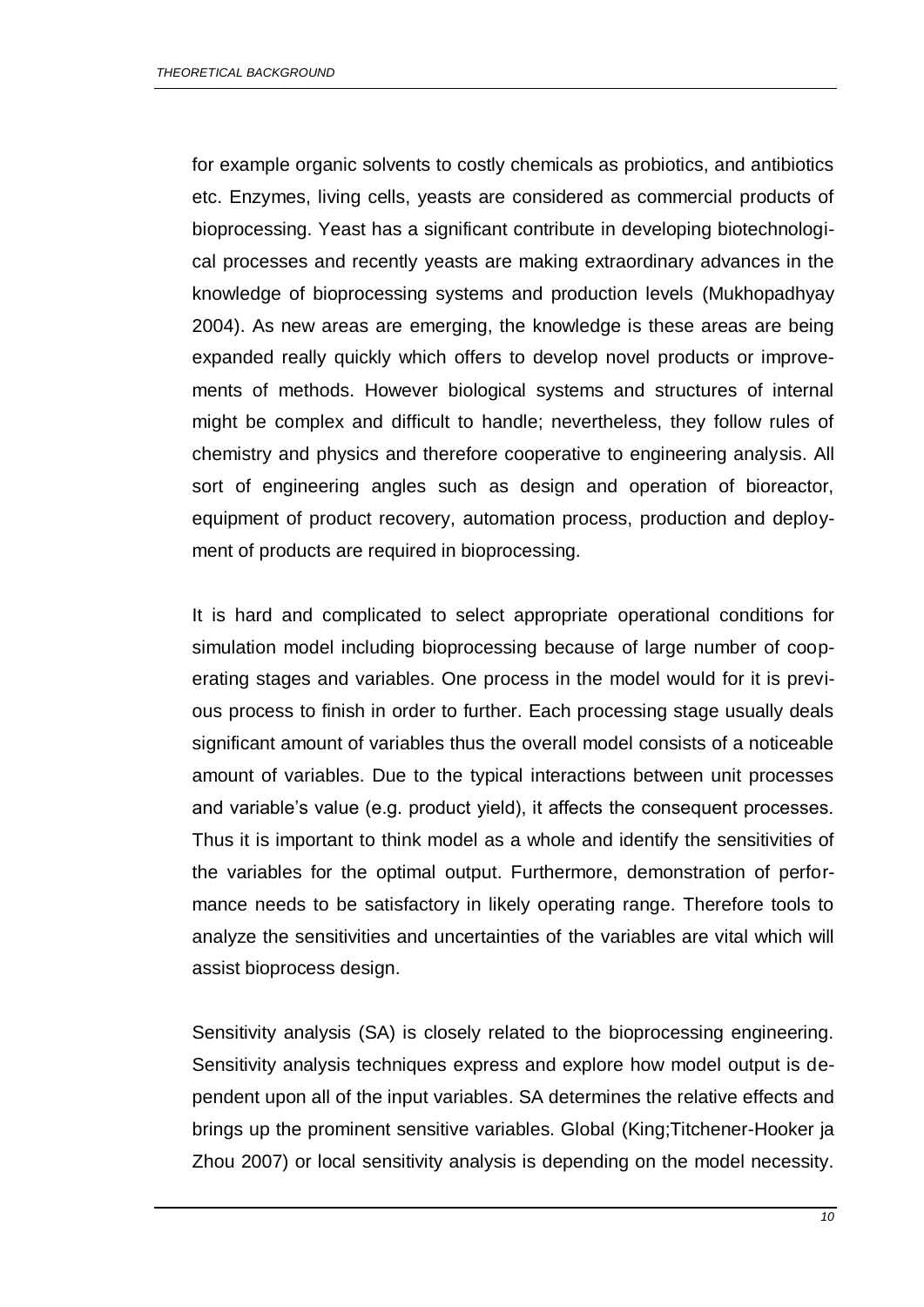for example organic solvents to costly chemicals as probiotics, and antibiotics etc. Enzymes, living cells, yeasts are considered as commercial products of bioprocessing. Yeast has a significant contribute in developing biotechnological processes and recently yeasts are making extraordinary advances in the knowledge of bioprocessing systems and production levels (Mukhopadhyay 2004). As new areas are emerging, the knowledge is these areas are being expanded really quickly which offers to develop novel products or improvements of methods. However biological systems and structures of internal might be complex and difficult to handle; nevertheless, they follow rules of chemistry and physics and therefore cooperative to engineering analysis. All sort of engineering angles such as design and operation of bioreactor, equipment of product recovery, automation process, production and deployment of products are required in bioprocessing.

It is hard and complicated to select appropriate operational conditions for simulation model including bioprocessing because of large number of cooperating stages and variables. One process in the model would for it is previous process to finish in order to further. Each processing stage usually deals significant amount of variables thus the overall model consists of a noticeable amount of variables. Due to the typical interactions between unit processes and variable's value (e.g. product yield), it affects the consequent processes. Thus it is important to think model as a whole and identify the sensitivities of the variables for the optimal output. Furthermore, demonstration of performance needs to be satisfactory in likely operating range. Therefore tools to analyze the sensitivities and uncertainties of the variables are vital which will assist bioprocess design.

Sensitivity analysis (SA) is closely related to the bioprocessing engineering. Sensitivity analysis techniques express and explore how model output is dependent upon all of the input variables. SA determines the relative effects and brings up the prominent sensitive variables. Global (King;Titchener-Hooker ja Zhou 2007) or local sensitivity analysis is depending on the model necessity.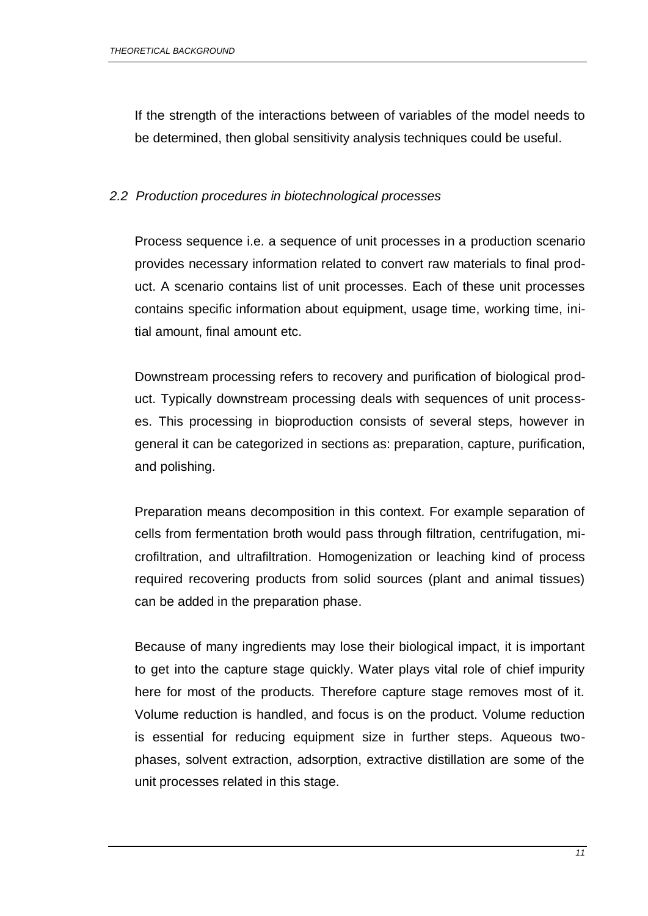If the strength of the interactions between of variables of the model needs to be determined, then global sensitivity analysis techniques could be useful.

## *2.2 Production procedures in biotechnological processes*

Process sequence i.e. a sequence of unit processes in a production scenario provides necessary information related to convert raw materials to final product. A scenario contains list of unit processes. Each of these unit processes contains specific information about equipment, usage time, working time, initial amount, final amount etc.

Downstream processing refers to recovery and purification of biological product. Typically downstream processing deals with sequences of unit processes. This processing in bioproduction consists of several steps, however in general it can be categorized in sections as: preparation, capture, purification, and polishing.

Preparation means decomposition in this context. For example separation of cells from fermentation broth would pass through filtration, centrifugation, microfiltration, and ultrafiltration. Homogenization or leaching kind of process required recovering products from solid sources (plant and animal tissues) can be added in the preparation phase.

Because of many ingredients may lose their biological impact, it is important to get into the capture stage quickly. Water plays vital role of chief impurity here for most of the products. Therefore capture stage removes most of it. Volume reduction is handled, and focus is on the product. Volume reduction is essential for reducing equipment size in further steps. Aqueous two-phases, solvent extraction, adsorption, extractive distillation are some of the unit processes related in this stage.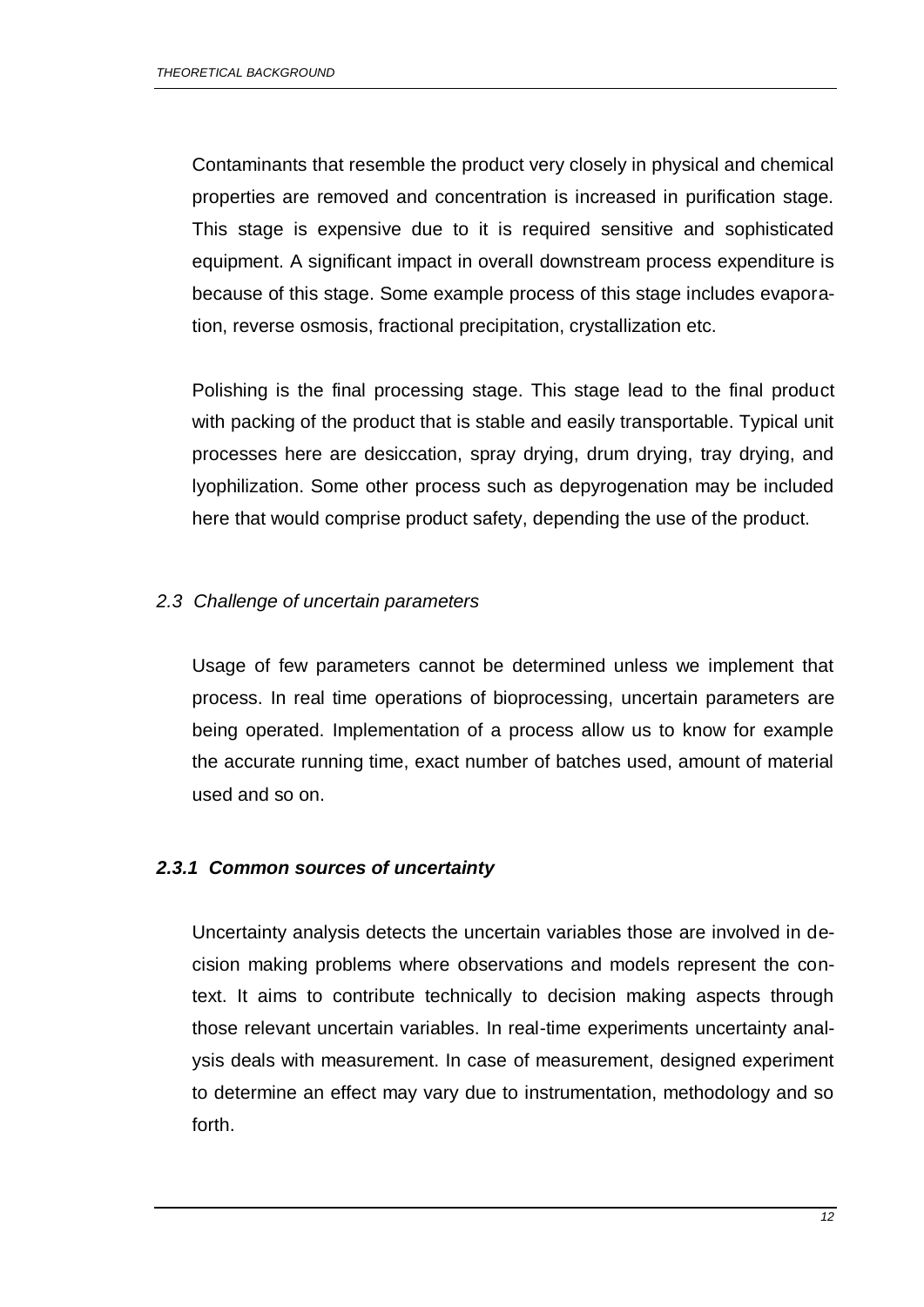Contaminants that resemble the product very closely in physical and chemical properties are removed and concentration is increased in purification stage. This stage is expensive due to it is required sensitive and sophisticated equipment. A significant impact in overall downstream process expenditure is because of this stage. Some example process of this stage includes evaporation, reverse osmosis, fractional precipitation, crystallization etc.

Polishing is the final processing stage. This stage lead to the final product with packing of the product that is stable and easily transportable. Typical unit processes here are desiccation, spray drying, drum drying, tray drying, and lyophilization. Some other process such as depyrogenation may be included here that would comprise product safety, depending the use of the product.

## *2.3 Challenge of uncertain parameters*

Usage of few parameters cannot be determined unless we implement that process. In real time operations of bioprocessing, uncertain parameters are being operated. Implementation of a process allow us to know for example the accurate running time, exact number of batches used, amount of material used and so on.

### ***2.3.1 Common sources of uncertainty***

Uncertainty analysis detects the uncertain variables those are involved in decision making problems where observations and models represent the context. It aims to contribute technically to decision making aspects through those relevant uncertain variables. In real-time experiments uncertainty analysis deals with measurement. In case of measurement, designed experiment to determine an effect may vary due to instrumentation, methodology and so forth.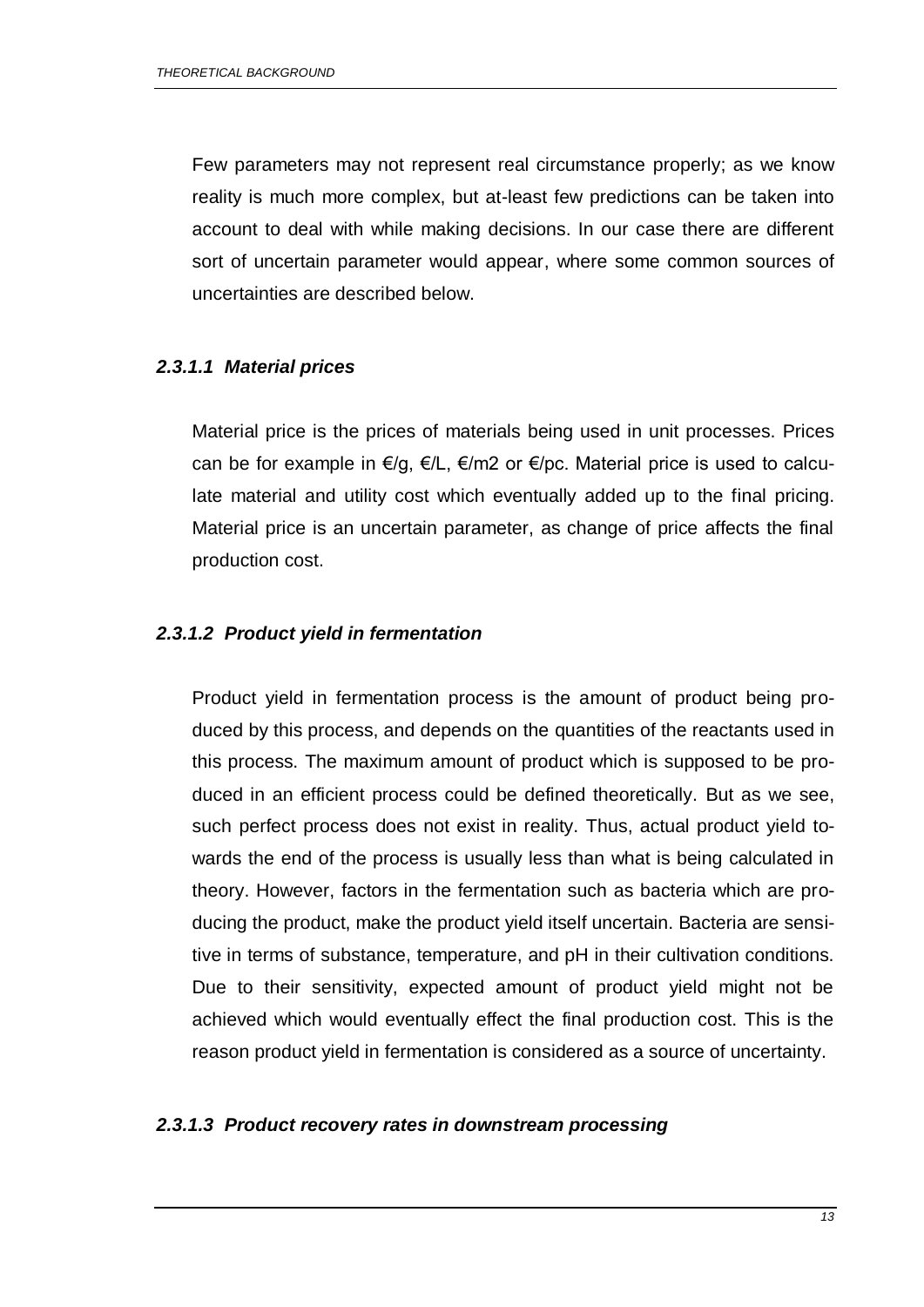Few parameters may not represent real circumstance properly; as we know reality is much more complex, but at-least few predictions can be taken into account to deal with while making decisions. In our case there are different sort of uncertain parameter would appear, where some common sources of uncertainties are described below.

#### 2.3.1.1 Material prices

Material price is the prices of materials being used in unit processes. Prices can be for example in €/g, €/L, €/m2 or €/pc. Material price is used to calculate material and utility cost which eventually added up to the final pricing. Material price is an uncertain parameter, as change of price affects the final production cost.

#### 2.3.1.2 Product yield in fermentation

Product yield in fermentation process is the amount of product being produced by this process, and depends on the quantities of the reactants used in this process. The maximum amount of product which is supposed to be produced in an efficient process could be defined theoretically. But as we see, such perfect process does not exist in reality. Thus, actual product yield towards the end of the process is usually less than what is being calculated in theory. However, factors in the fermentation such as bacteria which are producing the product, make the product yield itself uncertain. Bacteria are sensitive in terms of substance, temperature, and pH in their cultivation conditions. Due to their sensitivity, expected amount of product yield might not be achieved which would eventually effect the final production cost. This is the reason product yield in fermentation is considered as a source of uncertainty.

#### 2.3.1.3 Product recovery rates in downstream processing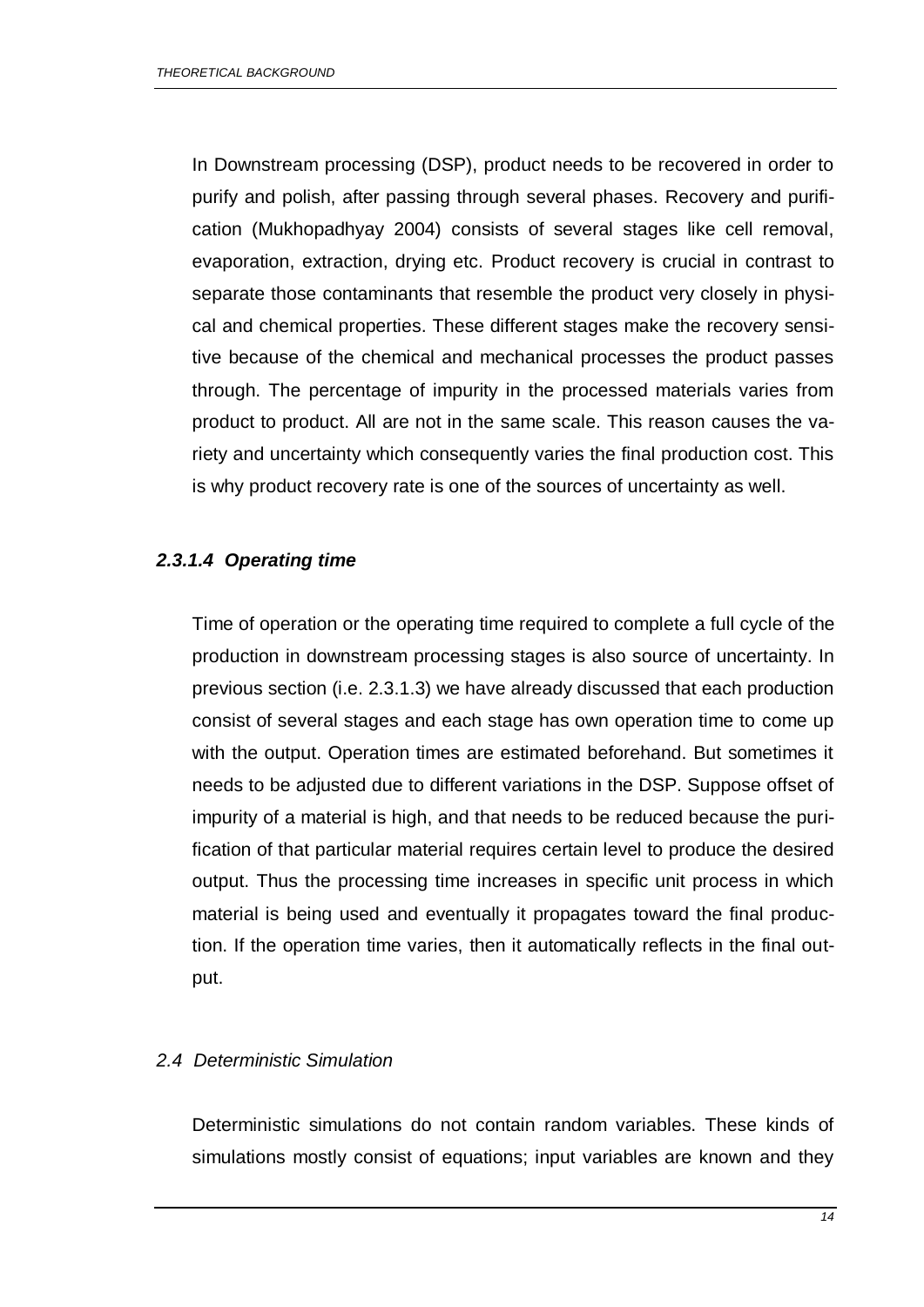In Downstream processing (DSP), product needs to be recovered in order to purify and polish, after passing through several phases. Recovery and purification (Mukhopadhyay 2004) consists of several stages like cell removal, evaporation, extraction, drying etc. Product recovery is crucial in contrast to separate those contaminants that resemble the product very closely in physical and chemical properties. These different stages make the recovery sensitive because of the chemical and mechanical processes the product passes through. The percentage of impurity in the processed materials varies from product to product. All are not in the same scale. This reason causes the variety and uncertainty which consequently varies the final production cost. This is why product recovery rate is one of the sources of uncertainty as well.

#### *2.3.1.4 Operating time*

Time of operation or the operating time required to complete a full cycle of the production in downstream processing stages is also source of uncertainty. In previous section (i.e. 2.3.1.3) we have already discussed that each production consist of several stages and each stage has own operation time to come up with the output. Operation times are estimated beforehand. But sometimes it needs to be adjusted due to different variations in the DSP. Suppose offset of impurity of a material is high, and that needs to be reduced because the purification of that particular material requires certain level to produce the desired output. Thus the processing time increases in specific unit process in which material is being used and eventually it propagates toward the final production. If the operation time varies, then it automatically reflects in the final output.

## *2.4 Deterministic Simulation*

Deterministic simulations do not contain random variables. These kinds of simulations mostly consist of equations; input variables are known and they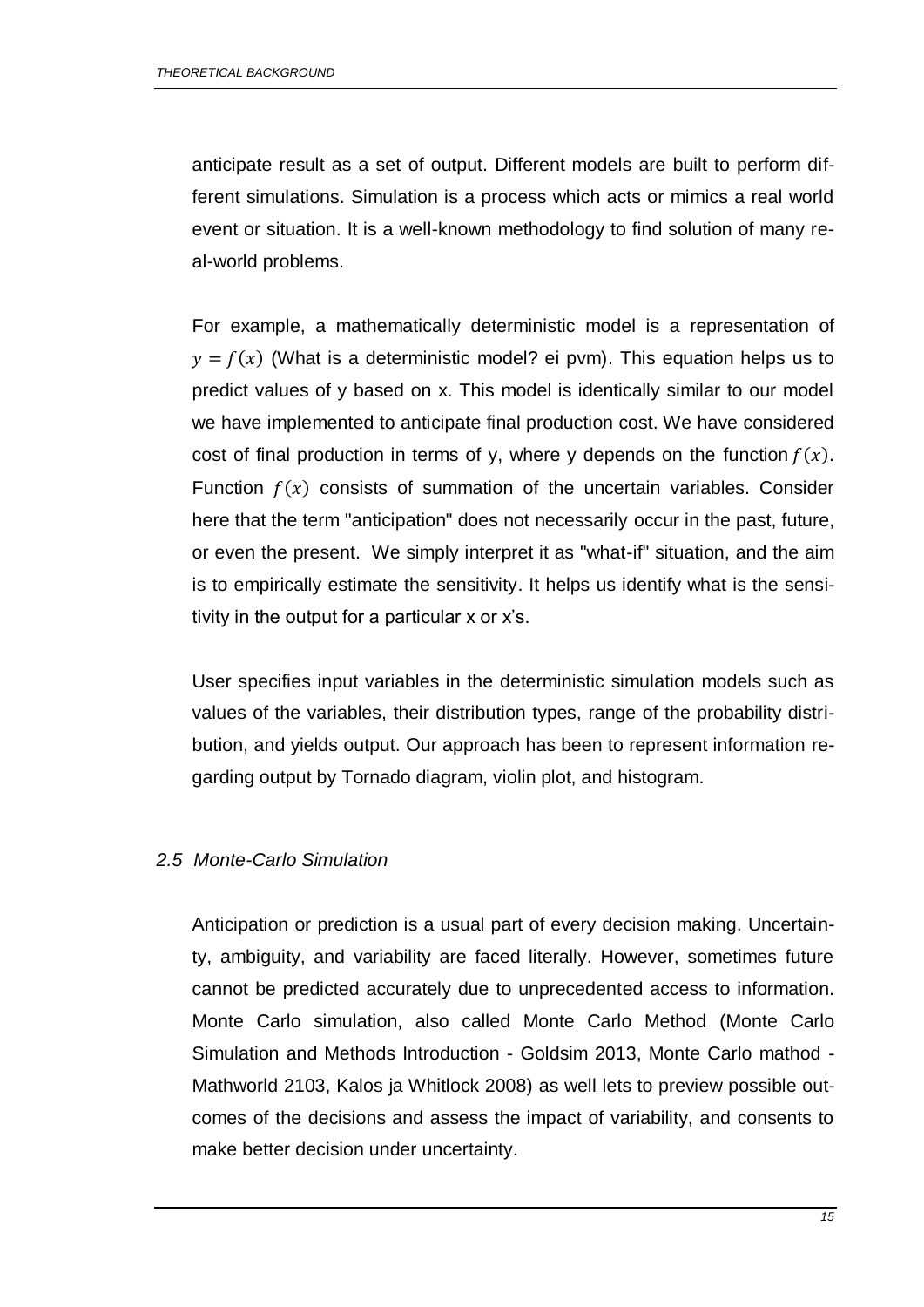anticipate result as a set of output. Different models are built to perform different simulations. Simulation is a process which acts or mimics a real world event or situation. It is a well-known methodology to find solution of many real-world problems.

For example, a mathematically deterministic model is a representation of $y = f(x)$ (What is a deterministic model? ei pvm). This equation helps us to predict values of y based on x. This model is identically similar to our model we have implemented to anticipate final production cost. We have considered cost of final production in terms of y, where y depends on the function $f(x)$. Function $f(x)$ consists of summation of the uncertain variables. Consider here that the term "anticipation" does not necessarily occur in the past, future, or even the present. We simply interpret it as "what-if" situation, and the aim is to empirically estimate the sensitivity. It helps us identify what is the sensitivity in the output for a particular x or x's.

User specifies input variables in the deterministic simulation models such as values of the variables, their distribution types, range of the probability distribution, and yields output. Our approach has been to represent information regarding output by Tornado diagram, violin plot, and histogram.

## *2.5 Monte-Carlo Simulation*

Anticipation or prediction is a usual part of every decision making. Uncertainty, ambiguity, and variability are faced literally. However, sometimes future cannot be predicted accurately due to unprecedented access to information. Monte Carlo simulation, also called Monte Carlo Method (Monte Carlo Simulation and Methods Introduction - Goldsim 2013, Monte Carlo mathod - Mathworld 2103, Kalos ja Whitlock 2008) as well lets to preview possible outcomes of the decisions and assess the impact of variability, and consents to make better decision under uncertainty.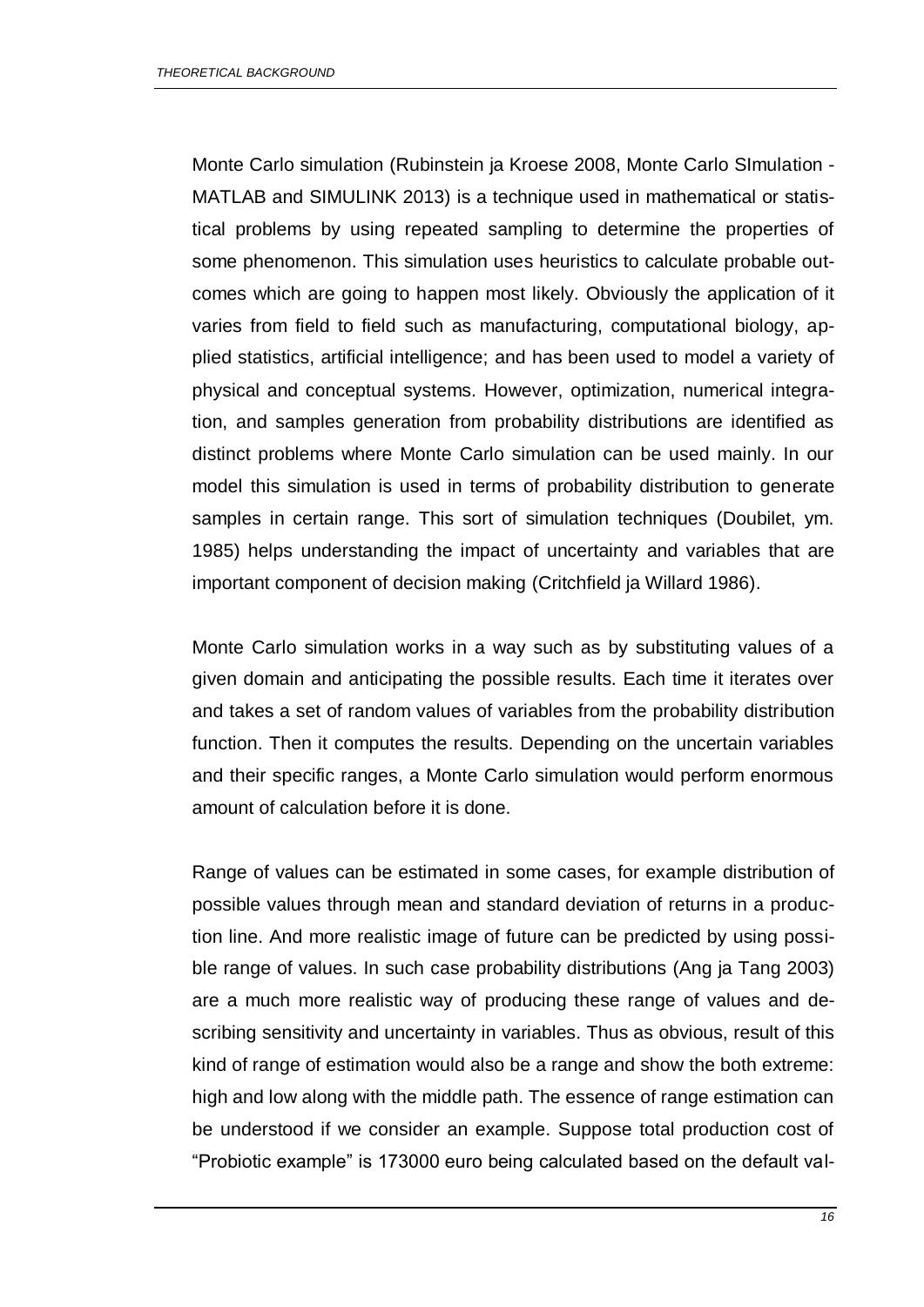Monte Carlo simulation (Rubinstein ja Kroese 2008, Monte Carlo SImulation - MATLAB and SIMULINK 2013) is a technique used in mathematical or statistical problems by using repeated sampling to determine the properties of some phenomenon. This simulation uses heuristics to calculate probable outcomes which are going to happen most likely. Obviously the application of it varies from field to field such as manufacturing, computational biology, applied statistics, artificial intelligence; and has been used to model a variety of physical and conceptual systems. However, optimization, numerical integration, and samples generation from probability distributions are identified as distinct problems where Monte Carlo simulation can be used mainly. In our model this simulation is used in terms of probability distribution to generate samples in certain range. This sort of simulation techniques (Doubilet, ym. 1985) helps understanding the impact of uncertainty and variables that are important component of decision making (Critchfield ja Willard 1986).

Monte Carlo simulation works in a way such as by substituting values of a given domain and anticipating the possible results. Each time it iterates over and takes a set of random values of variables from the probability distribution function. Then it computes the results. Depending on the uncertain variables and their specific ranges, a Monte Carlo simulation would perform enormous amount of calculation before it is done.

Range of values can be estimated in some cases, for example distribution of possible values through mean and standard deviation of returns in a production line. And more realistic image of future can be predicted by using possible range of values. In such case probability distributions (Ang ja Tang 2003) are a much more realistic way of producing these range of values and describing sensitivity and uncertainty in variables. Thus as obvious, result of this kind of range of estimation would also be a range and show the both extreme: high and low along with the middle path. The essence of range estimation can be understood if we consider an example. Suppose total production cost of "Probiotic example" is 173000 euro being calculated based on the default val-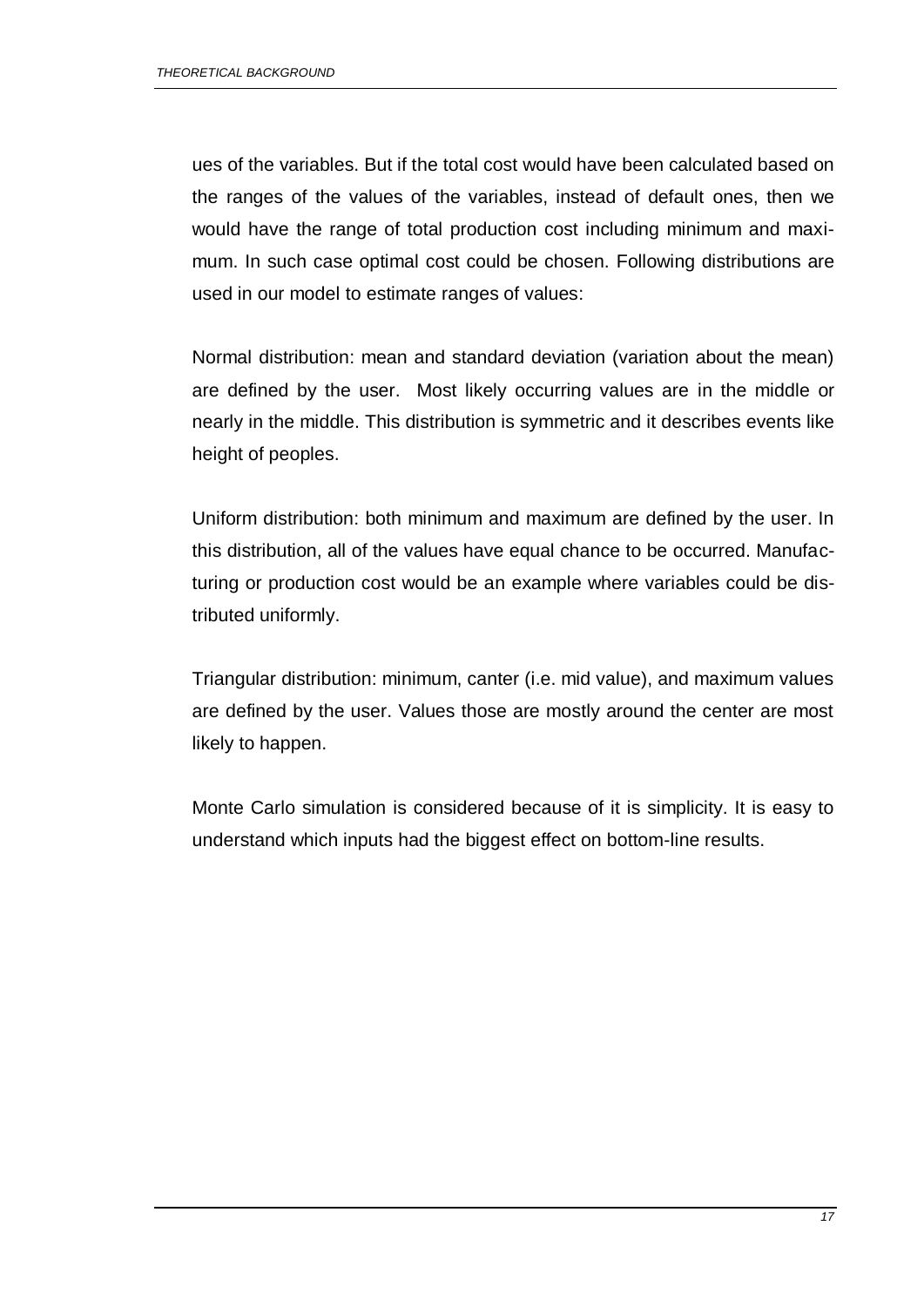ues of the variables. But if the total cost would have been calculated based on the ranges of the values of the variables, instead of default ones, then we would have the range of total production cost including minimum and maximum. In such case optimal cost could be chosen. Following distributions are used in our model to estimate ranges of values:

Normal distribution: mean and standard deviation (variation about the mean) are defined by the user. Most likely occurring values are in the middle or nearly in the middle. This distribution is symmetric and it describes events like height of peoples.

Uniform distribution: both minimum and maximum are defined by the user. In this distribution, all of the values have equal chance to be occurred. Manufacturing or production cost would be an example where variables could be distributed uniformly.

Triangular distribution: minimum, canter (i.e. mid value), and maximum values are defined by the user. Values those are mostly around the center are most likely to happen.

Monte Carlo simulation is considered because of it is simplicity. It is easy to understand which inputs had the biggest effect on bottom-line results.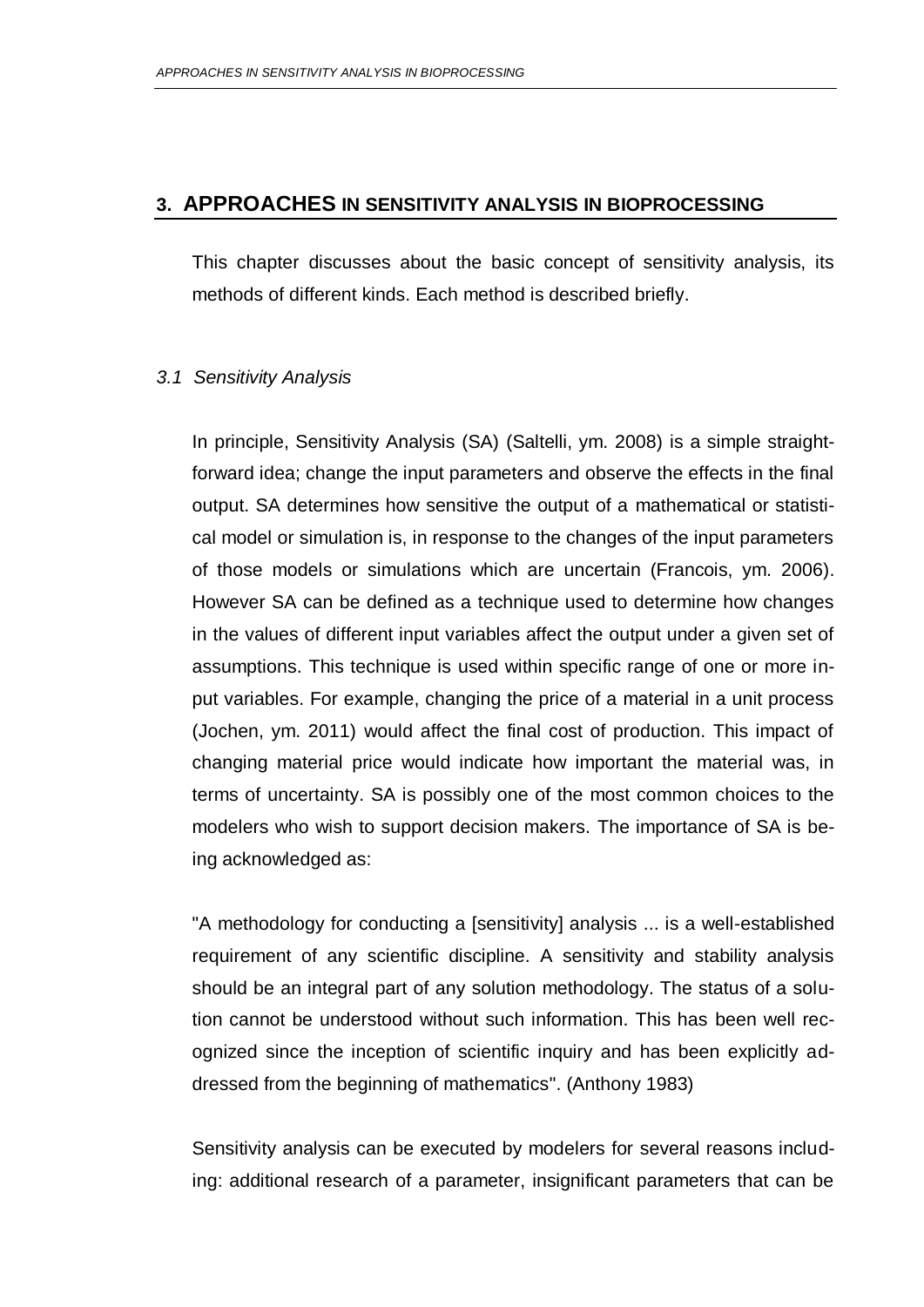## 3. APPROACHES IN SENSITIVITY ANALYSIS IN BIOPROCESSING

This chapter discusses about the basic concept of sensitivity analysis, its methods of different kinds. Each method is described briefly.

### *3.1 Sensitivity Analysis*

In principle, Sensitivity Analysis (SA) (Saltelli, ym. 2008) is a simple straightforward idea; change the input parameters and observe the effects in the final output. SA determines how sensitive the output of a mathematical or statistical model or simulation is, in response to the changes of the input parameters of those models or simulations which are uncertain (Francois, ym. 2006). However SA can be defined as a technique used to determine how changes in the values of different input variables affect the output under a given set of assumptions. This technique is used within specific range of one or more input variables. For example, changing the price of a material in a unit process (Jochen, ym. 2011) would affect the final cost of production. This impact of changing material price would indicate how important the material was, in terms of uncertainty. SA is possibly one of the most common choices to the modelers who wish to support decision makers. The importance of SA is being acknowledged as:

"A methodology for conducting a [sensitivity] analysis ... is a well-established requirement of any scientific discipline. A sensitivity and stability analysis should be an integral part of any solution methodology. The status of a solution cannot be understood without such information. This has been well recognized since the inception of scientific inquiry and has been explicitly addressed from the beginning of mathematics". (Anthony 1983)

Sensitivity analysis can be executed by modelers for several reasons including: additional research of a parameter, insignificant parameters that can be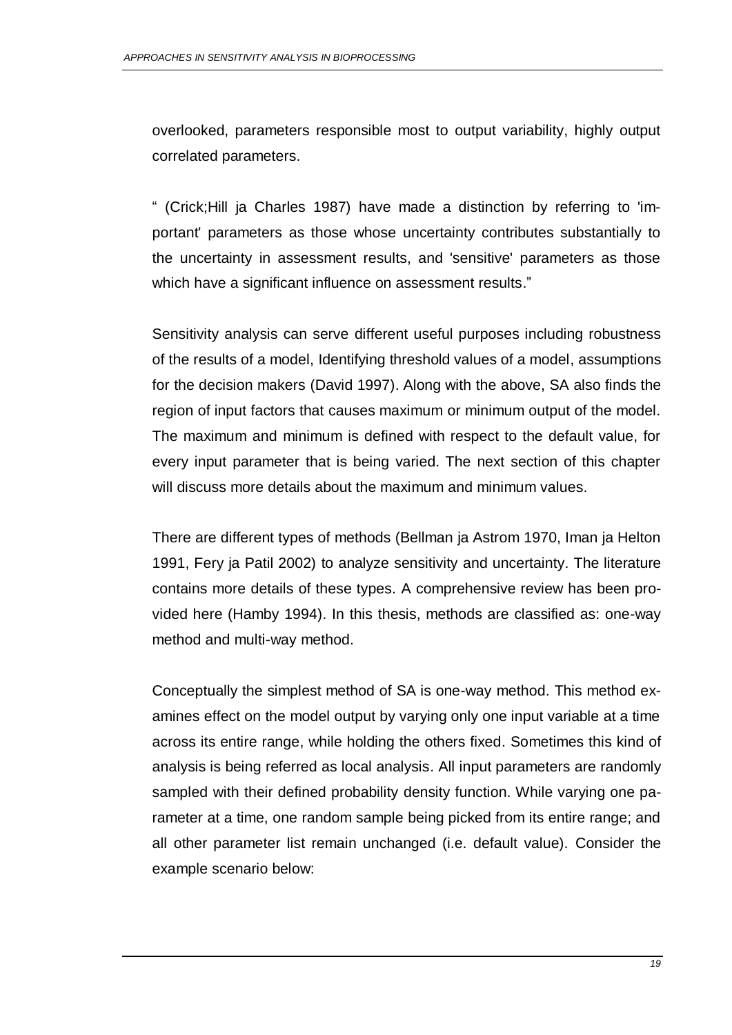overlooked, parameters responsible most to output variability, highly output correlated parameters.

" (Crick;Hill ja Charles 1987) have made a distinction by referring to 'important' parameters as those whose uncertainty contributes substantially to the uncertainty in assessment results, and 'sensitive' parameters as those which have a significant influence on assessment results."

Sensitivity analysis can serve different useful purposes including robustness of the results of a model, Identifying threshold values of a model, assumptions for the decision makers (David 1997). Along with the above, SA also finds the region of input factors that causes maximum or minimum output of the model. The maximum and minimum is defined with respect to the default value, for every input parameter that is being varied. The next section of this chapter will discuss more details about the maximum and minimum values.

There are different types of methods (Bellman ja Astrom 1970, Iman ja Helton 1991, Fery ja Patil 2002) to analyze sensitivity and uncertainty. The literature contains more details of these types. A comprehensive review has been provided here (Hamby 1994). In this thesis, methods are classified as: one-way method and multi-way method.

Conceptually the simplest method of SA is one-way method. This method examines effect on the model output by varying only one input variable at a time across its entire range, while holding the others fixed. Sometimes this kind of analysis is being referred as local analysis. All input parameters are randomly sampled with their defined probability density function. While varying one parameter at a time, one random sample being picked from its entire range; and all other parameter list remain unchanged (i.e. default value). Consider the example scenario below: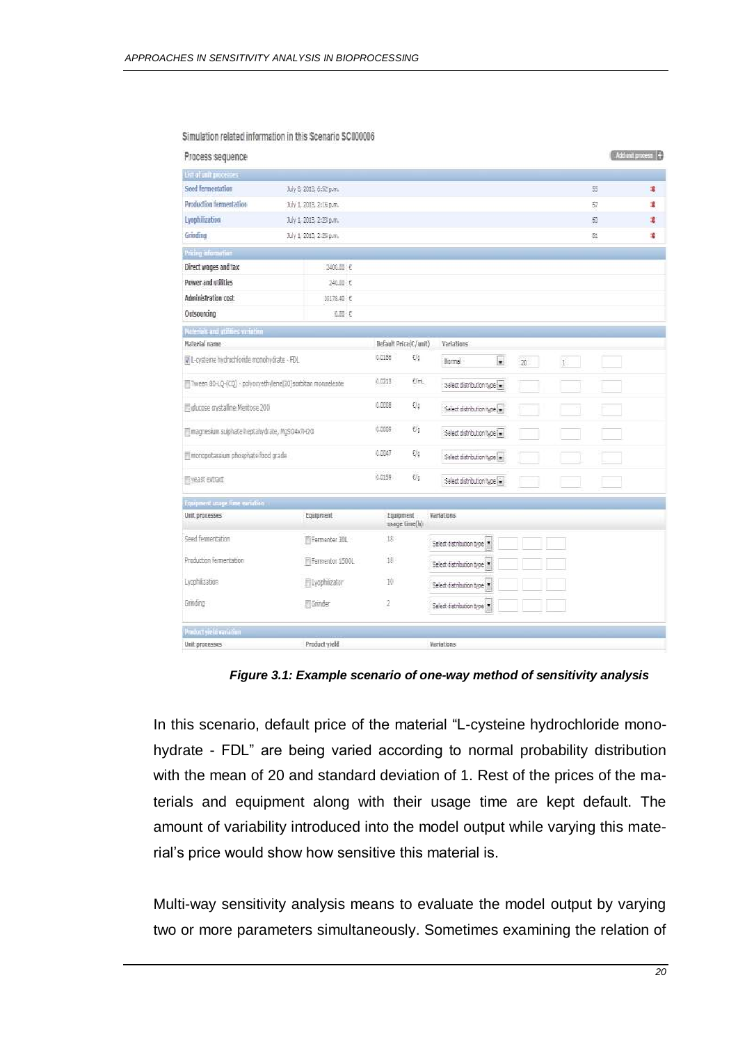Simulation related information in this Scenario SC000006

Process sequence

Add unit process

| List of unit processes | | | |
|---|---|---|---|
| Seed fermentation | July 8, 2013, 6:52 p.m. | 55 | |
| Production fermentation | July 1, 2013, 2:16 p.m. | 57 | |
| Lyophilization | July 1, 2013, 2:23 p.m. | 60 | |
| Grinding | July 1, 2013, 2:26 p.m. | 61 | |

| Pricing information | |
|---|---|
| Direct wages and tax | 2400.00 € |
| Power and utilities | 240.00 € |
| Administration cost | 10178.40 € |
| Outsourcing | 0.00 € |

| Materials and utilities variation | | | | | | |
|---|---|---|---|---|---|---|
| Material name | Default Price(€/unit) | | Variations | | | |
| L-cysteine hydrochloride monohydrate - FDL | 0.0166 | €/g | Normal | 20 | 1 | |
| Tween 80-LQ-(CQ) - polyoxyethylene(20)sorbitan monooleate | 0.0215 | €/mL | Select distribution type | | | |
| glucose crystalline Meritose 200 | 0.0008 | €/g | Select distribution type | | | |
| magnesium sulphate heptahydrate, MgSO4x7H2O | 0.0009 | €/g | Select distribution type | | | |
| monopotassium phosphate food grade | 0.0047 | €/g | Select distribution type | | | |
| yeast extract | 0.0159 | €/g | Select distribution type | | | |

| Equipment usage time variation | | | | | | |
|---|---|---|---|---|---|---|
| Unit processes | Equipment | Equipment usage time(h) | Variations | | | |
| Seed fermentation | Fermenter 30L | 18 | Select distribution type | | | |
| Production fermentation | Fermentor 1500L | 18 | Select distribution type | | | |
| Lycophilization | Lyophilizator | 10 | Select distribution type | | | |
| Grinding | Grinder | 2 | Select distribution type | | | |

| Product yield variation | | |
|---|---|---|
| Unit processes | Product yield | Variations |

*Figure 3.1: Example scenario of one-way method of sensitivity analysis*

In this scenario, default price of the material "L-cysteine hydrochloride monohydrate - FDL" are being varied according to normal probability distribution with the mean of 20 and standard deviation of 1. Rest of the prices of the materials and equipment along with their usage time are kept default. The amount of variability introduced into the model output while varying this material's price would show how sensitive this material is.

Multi-way sensitivity analysis means to evaluate the model output by varying two or more parameters simultaneously. Sometimes examining the relation of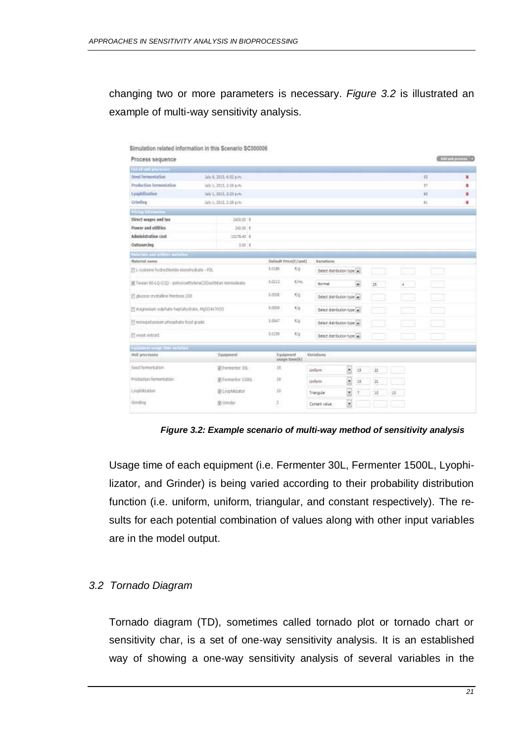changing two or more parameters is necessary. *Figure 3.2* is illustrated an example of multi-way sensitivity analysis.

Simulation related information in this Scenario SC000006

Process sequence

| List of unit processes | | | |
|---|---|---|---|
| Seed fermentation | July 8, 2013, 6:52 p.m. | 55 | |
| Production fermentation | July 1, 2013, 2:16 p.m. | 57 | |
| Lyophilization | July 1, 2013, 2:23 p.m. | 61 | |
| Grinding | July 1, 2013, 2:26 p.m. | 61 | |

| Pricing information | |
|---|---|
| Direct wages and tax | 2400.00 € |
| Power and utilities | 240.00 € |
| Administration cost | 10178.42 € |
| Outsourcing | 0.00 € |

| Material name | Default Price(€/unit) | | Variations | | | |
|---|---|---|---|---|---|---|
| L-cysteine hydrochloride monohydrate - FDL | 0.0108 | €/g | Select distribution type | | | |
| Tween 80-LQ-(CQ) - polyoxyethylene(20)sorbitan monooleate | 0.0213 | €/mL | Normal | 25 | 4 | |
| glucose crystalline Meritose 200 | 0.0008 | €/g | Select distribution type | | | |
| magnesium sulphate heptahydrate, MgSO4x7H2O | 0.0009 | €/g | Select distribution type | | | |
| monopotassium phosphate food grade | 0.0047 | €/g | Select distribution type | | | |
| yeast extract | 0.0159 | €/g | Select distribution type | | | |

| Unit processes | Equipment | Equipment usage time(h) | Variations | | | |
|---|---|---|---|---|---|---|
| Seed fermentation | Fermenter 30L | 18 | Uniform | 15 | 21 | |
| Production fermentation | Fermentor 1500L | 18 | Uniform | 15 | 21 | |
| Lyophilization | Lyophilizator | 10 | Triangular | 7 | 10 | 13 |
| Grinding | Grinder | 2 | Constant value | | | |

***Figure 3.2: Example scenario of multi-way method of sensitivity analysis***

Usage time of each equipment (i.e. Fermenter 30L, Fermenter 1500L, Lyophilizator, and Grinder) is being varied according to their probability distribution function (i.e. uniform, uniform, triangular, and constant respectively). The results for each potential combination of values along with other input variables are in the model output.

## *3.2 Tornado Diagram*

Tornado diagram (TD), sometimes called tornado plot or tornado chart or sensitivity char, is a set of one-way sensitivity analysis. It is an established way of showing a one-way sensitivity analysis of several variables in the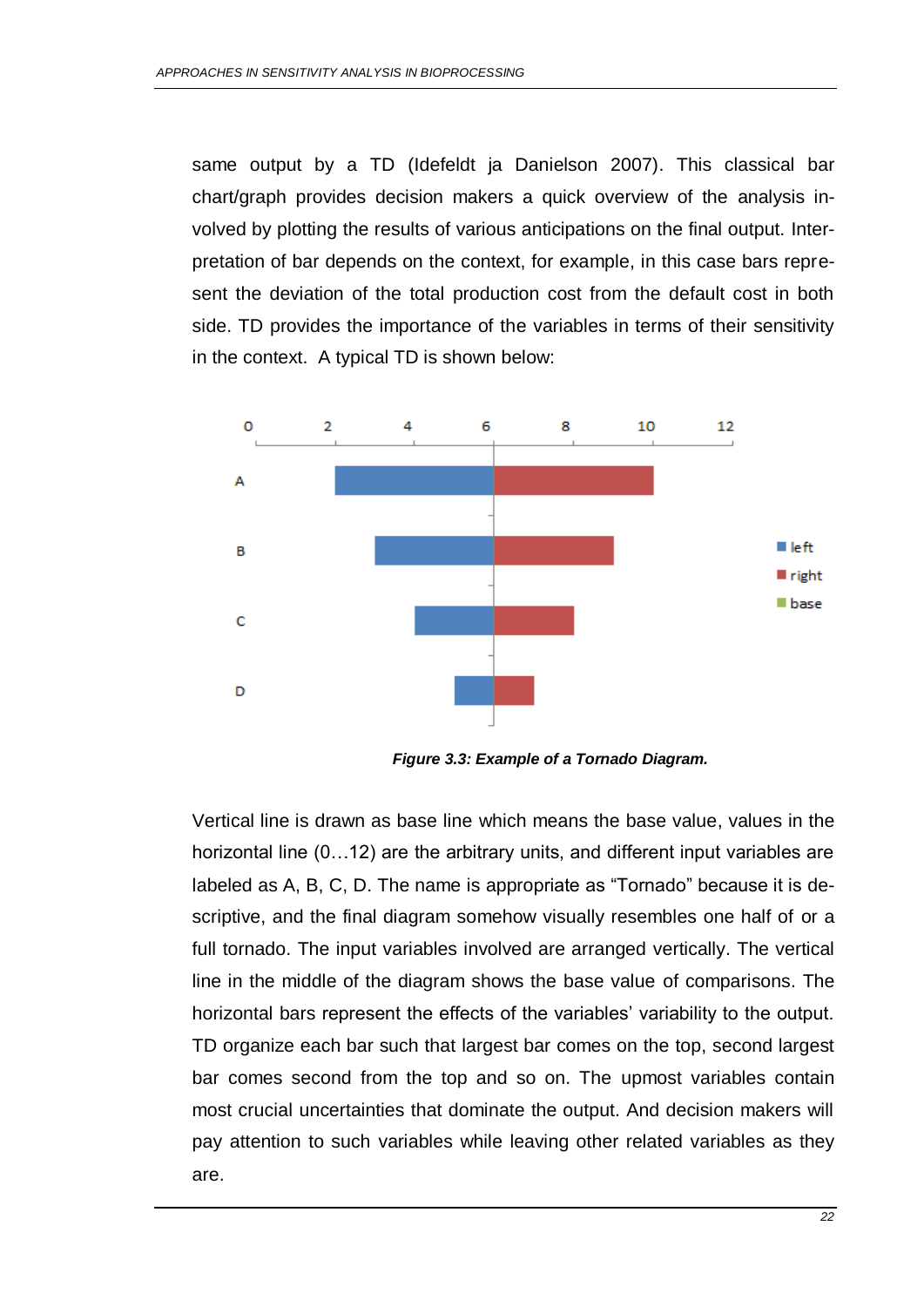same output by a TD (Idefeldt ja Danielson 2007). This classical bar chart/graph provides decision makers a quick overview of the analysis involved by plotting the results of various anticipations on the final output. Interpretation of bar depends on the context, for example, in this case bars represent the deviation of the total production cost from the default cost in both side. TD provides the importance of the variables in terms of their sensitivity in the context. A typical TD is shown below:

***Figure 3.3: Example of a Tornado Diagram.***

Vertical line is drawn as base line which means the base value, values in the horizontal line (0…12) are the arbitrary units, and different input variables are labeled as A, B, C, D. The name is appropriate as "Tornado" because it is descriptive, and the final diagram somehow visually resembles one half of or a full tornado. The input variables involved are arranged vertically. The vertical line in the middle of the diagram shows the base value of comparisons. The horizontal bars represent the effects of the variables' variability to the output. TD organize each bar such that largest bar comes on the top, second largest bar comes second from the top and so on. The upmost variables contain most crucial uncertainties that dominate the output. And decision makers will pay attention to such variables while leaving other related variables as they are.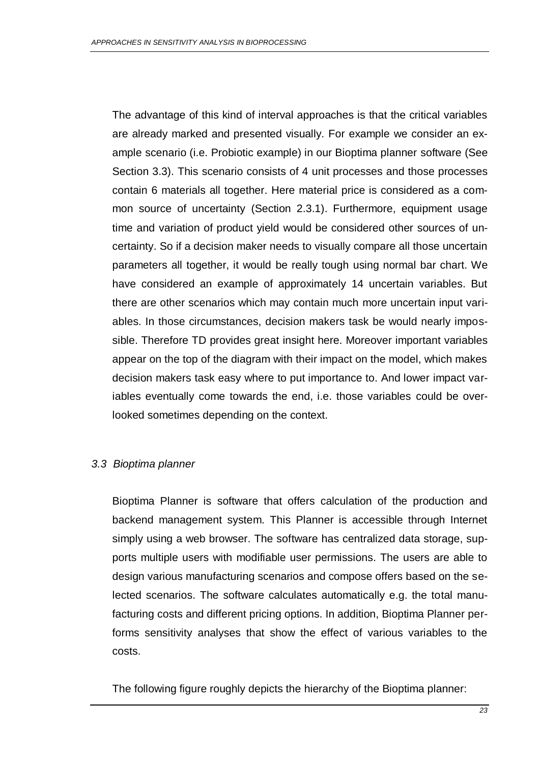The advantage of this kind of interval approaches is that the critical variables are already marked and presented visually. For example we consider an example scenario (i.e. Probiotic example) in our Bioptima planner software (See Section 3.3). This scenario consists of 4 unit processes and those processes contain 6 materials all together. Here material price is considered as a common source of uncertainty (Section 2.3.1). Furthermore, equipment usage time and variation of product yield would be considered other sources of uncertainty. So if a decision maker needs to visually compare all those uncertain parameters all together, it would be really tough using normal bar chart. We have considered an example of approximately 14 uncertain variables. But there are other scenarios which may contain much more uncertain input variables. In those circumstances, decision makers task be would nearly impossible. Therefore TD provides great insight here. Moreover important variables appear on the top of the diagram with their impact on the model, which makes decision makers task easy where to put importance to. And lower impact variables eventually come towards the end, i.e. those variables could be overlooked sometimes depending on the context.

### *3.3 Bioptima planner*

Bioptima Planner is software that offers calculation of the production and backend management system. This Planner is accessible through Internet simply using a web browser. The software has centralized data storage, supports multiple users with modifiable user permissions. The users are able to design various manufacturing scenarios and compose offers based on the selected scenarios. The software calculates automatically e.g. the total manufacturing costs and different pricing options. In addition, Bioptima Planner performs sensitivity analyses that show the effect of various variables to the costs.

The following figure roughly depicts the hierarchy of the Bioptima planner: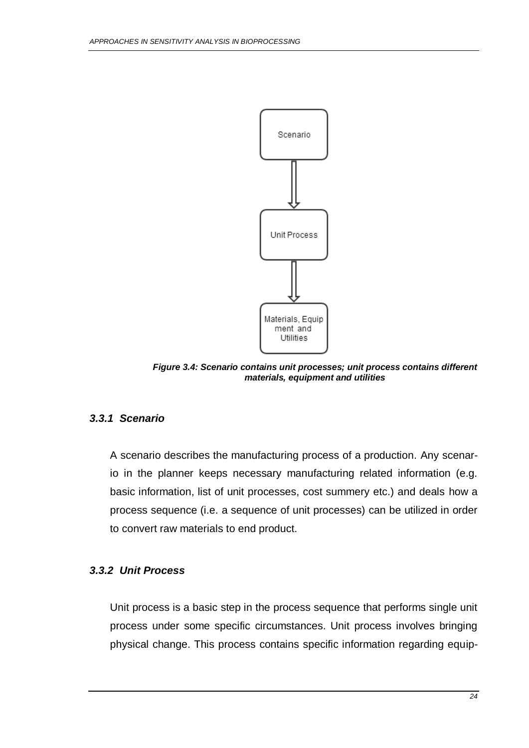Scenario

Unit Process

Materials, Equipment and Utilities

**Figure 3.4: Scenario contains unit processes; unit process contains different materials, equipment and utilities**

### 3.3.1 Scenario

A scenario describes the manufacturing process of a production. Any scenario in the planner keeps necessary manufacturing related information (e.g. basic information, list of unit processes, cost summery etc.) and deals how a process sequence (i.e. a sequence of unit processes) can be utilized in order to convert raw materials to end product.

### 3.3.2 Unit Process

Unit process is a basic step in the process sequence that performs single unit process under some specific circumstances. Unit process involves bringing physical change. This process contains specific information regarding equip-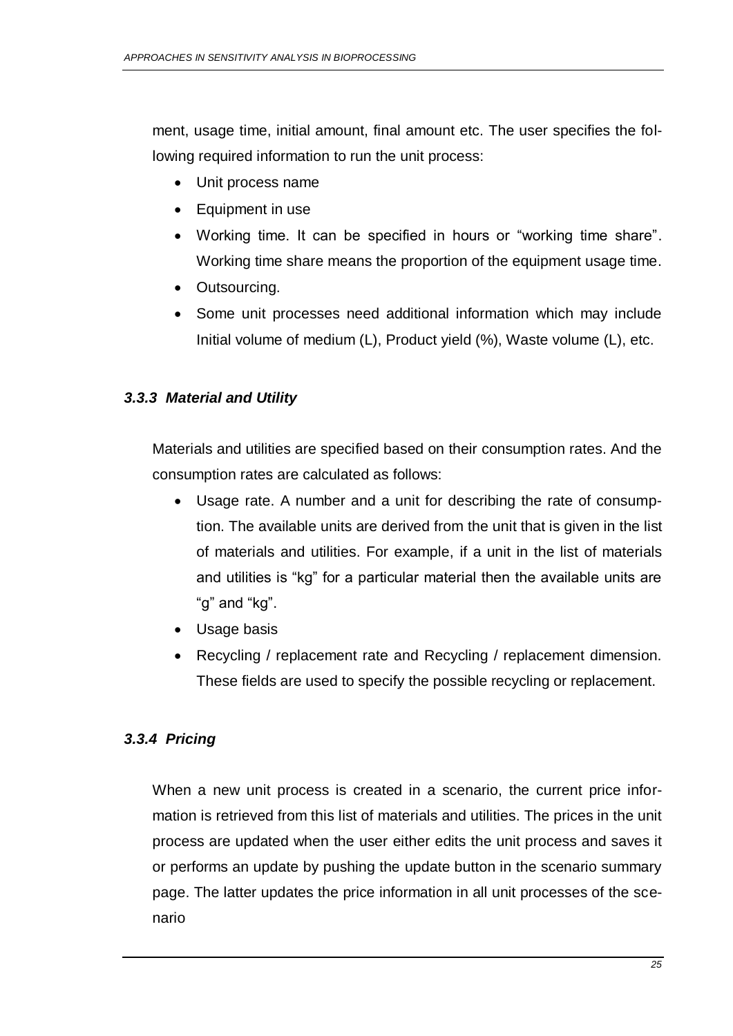ment, usage time, initial amount, final amount etc. The user specifies the following required information to run the unit process:

- Unit process name
- Equipment in use
- Working time. It can be specified in hours or "working time share". Working time share means the proportion of the equipment usage time.
- Outsourcing.
- Some unit processes need additional information which may include Initial volume of medium (L), Product yield (%), Waste volume (L), etc.

### *3.3.3 Material and Utility*

Materials and utilities are specified based on their consumption rates. And the consumption rates are calculated as follows:

- Usage rate. A number and a unit for describing the rate of consumption. The available units are derived from the unit that is given in the list of materials and utilities. For example, if a unit in the list of materials and utilities is "kg" for a particular material then the available units are "g" and "kg".
- Usage basis
- Recycling / replacement rate and Recycling / replacement dimension. These fields are used to specify the possible recycling or replacement.

### *3.3.4 Pricing*

When a new unit process is created in a scenario, the current price information is retrieved from this list of materials and utilities. The prices in the unit process are updated when the user either edits the unit process and saves it or performs an update by pushing the update button in the scenario summary page. The latter updates the price information in all unit processes of the scenario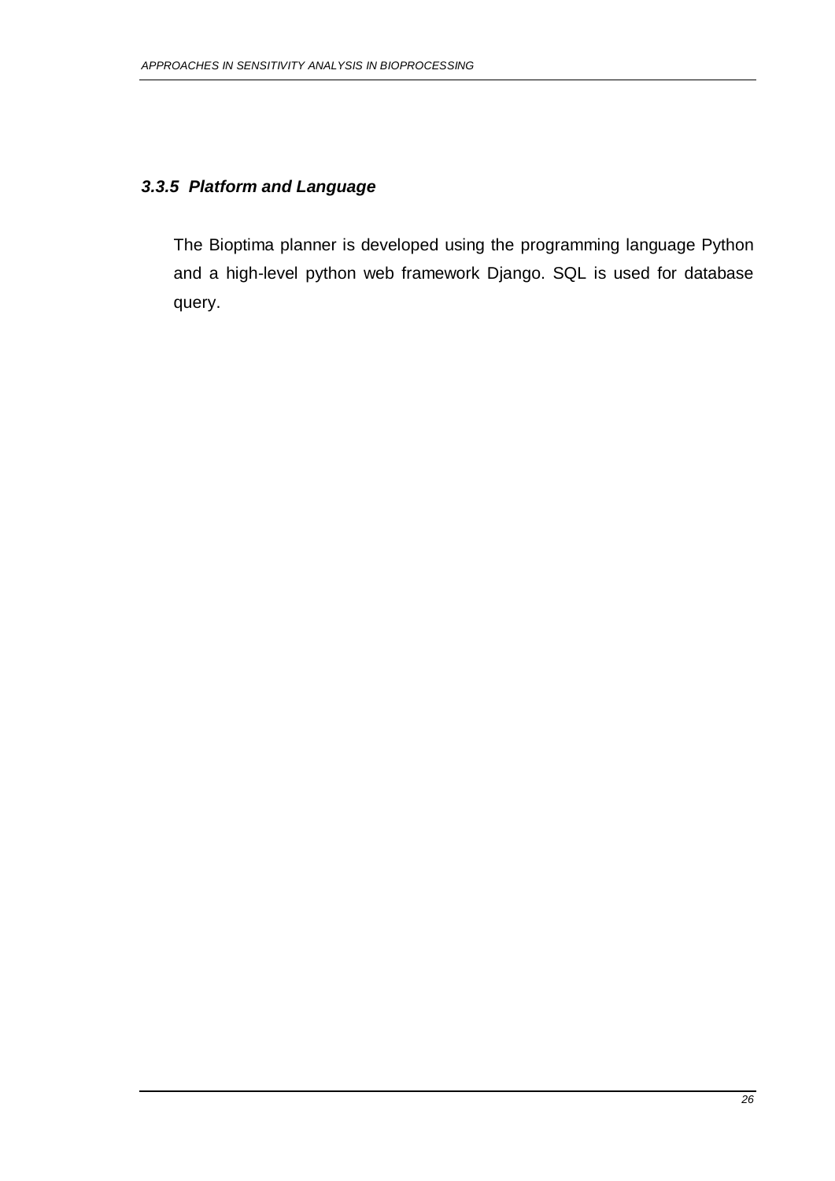### *3.3.5 Platform and Language*

The Bioptima planner is developed using the programming language Python and a high-level python web framework Django. SQL is used for database query.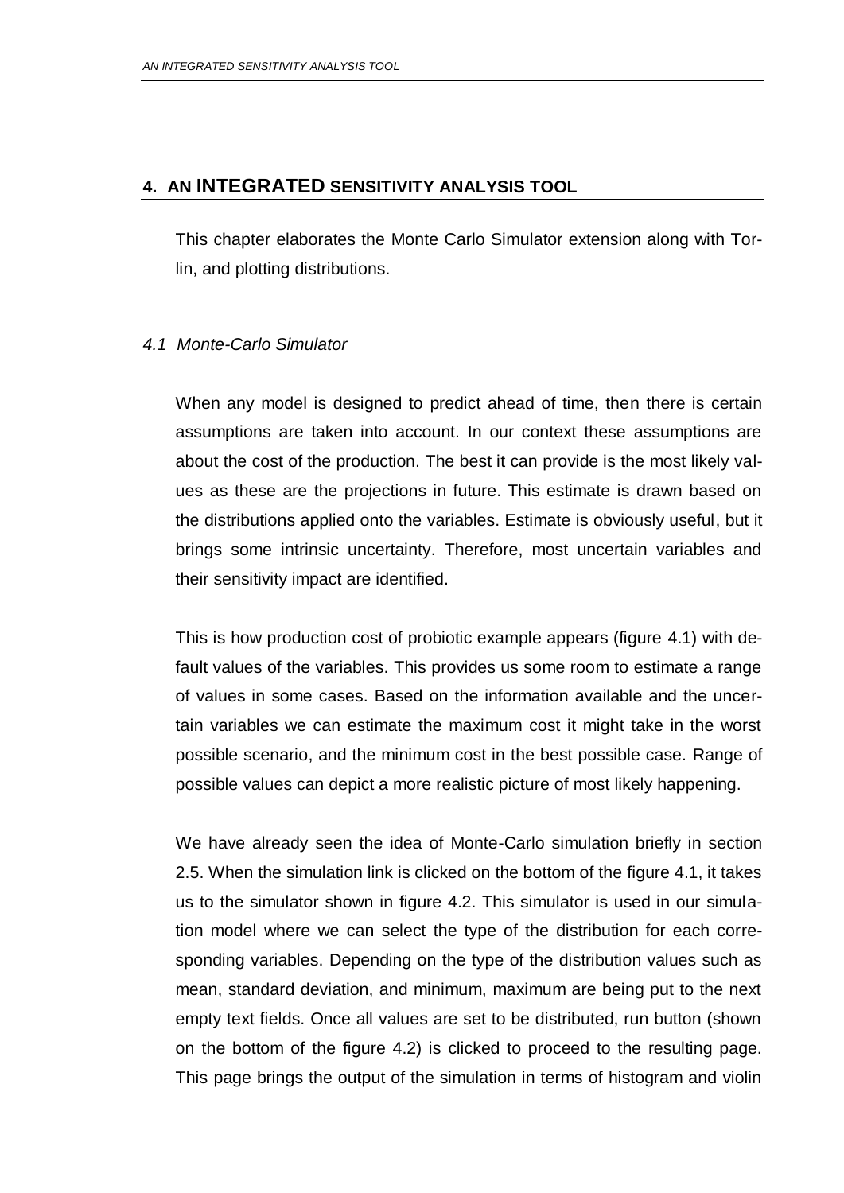## 4. AN INTEGRATED SENSITIVITY ANALYSIS TOOL

This chapter elaborates the Monte Carlo Simulator extension along with Torlin, and plotting distributions.

### *4.1 Monte-Carlo Simulator*

When any model is designed to predict ahead of time, then there is certain assumptions are taken into account. In our context these assumptions are about the cost of the production. The best it can provide is the most likely values as these are the projections in future. This estimate is drawn based on the distributions applied onto the variables. Estimate is obviously useful, but it brings some intrinsic uncertainty. Therefore, most uncertain variables and their sensitivity impact are identified.

This is how production cost of probiotic example appears (figure 4.1) with default values of the variables. This provides us some room to estimate a range of values in some cases. Based on the information available and the uncertain variables we can estimate the maximum cost it might take in the worst possible scenario, and the minimum cost in the best possible case. Range of possible values can depict a more realistic picture of most likely happening.

We have already seen the idea of Monte-Carlo simulation briefly in section 2.5. When the simulation link is clicked on the bottom of the figure 4.1, it takes us to the simulator shown in figure 4.2. This simulator is used in our simulation model where we can select the type of the distribution for each corresponding variables. Depending on the type of the distribution values such as mean, standard deviation, and minimum, maximum are being put to the next empty text fields. Once all values are set to be distributed, run button (shown on the bottom of the figure 4.2) is clicked to proceed to the resulting page. This page brings the output of the simulation in terms of histogram and violin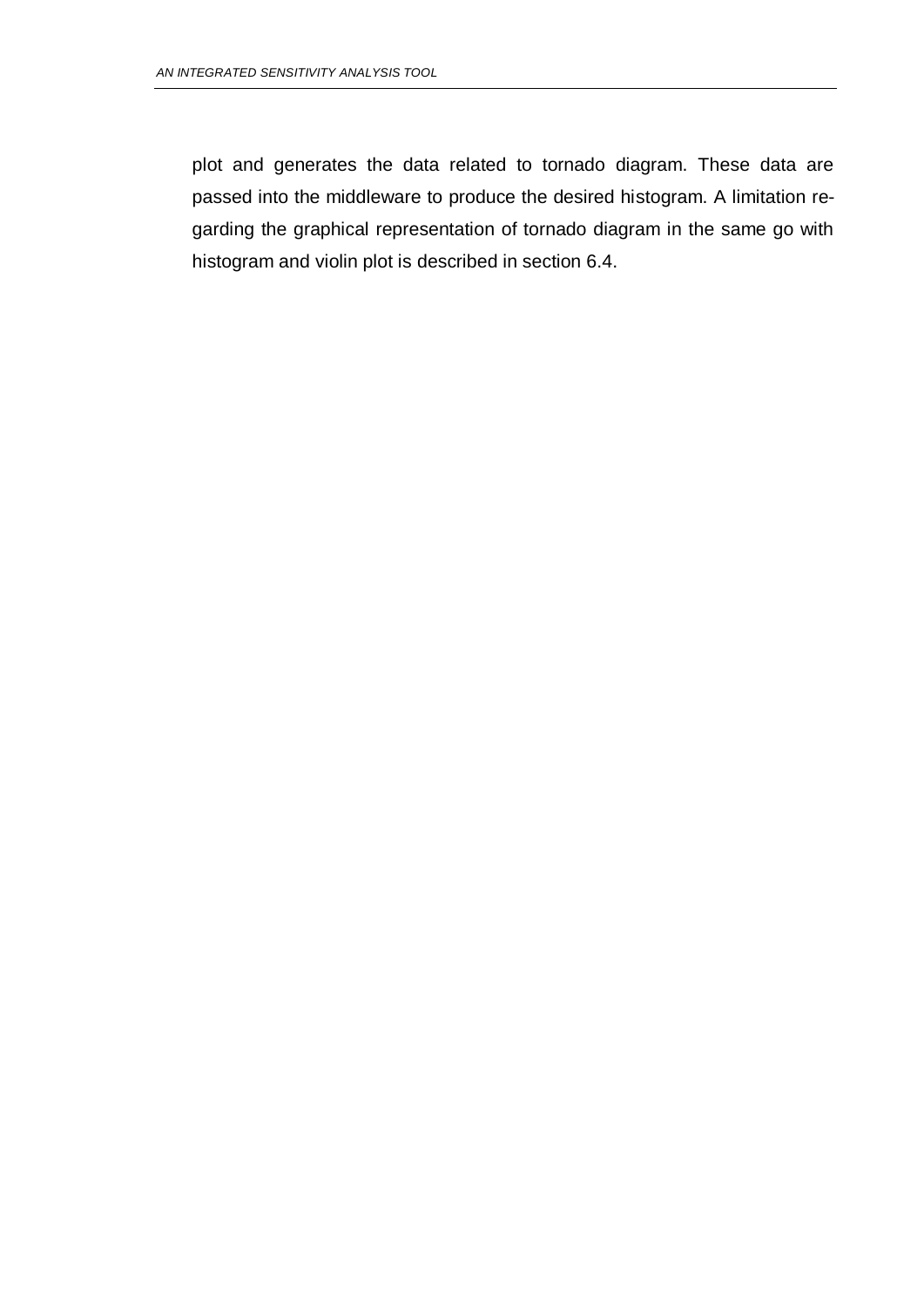plot and generates the data related to tornado diagram. These data are passed into the middleware to produce the desired histogram. A limitation regarding the graphical representation of tornado diagram in the same go with histogram and violin plot is described in section 6.4.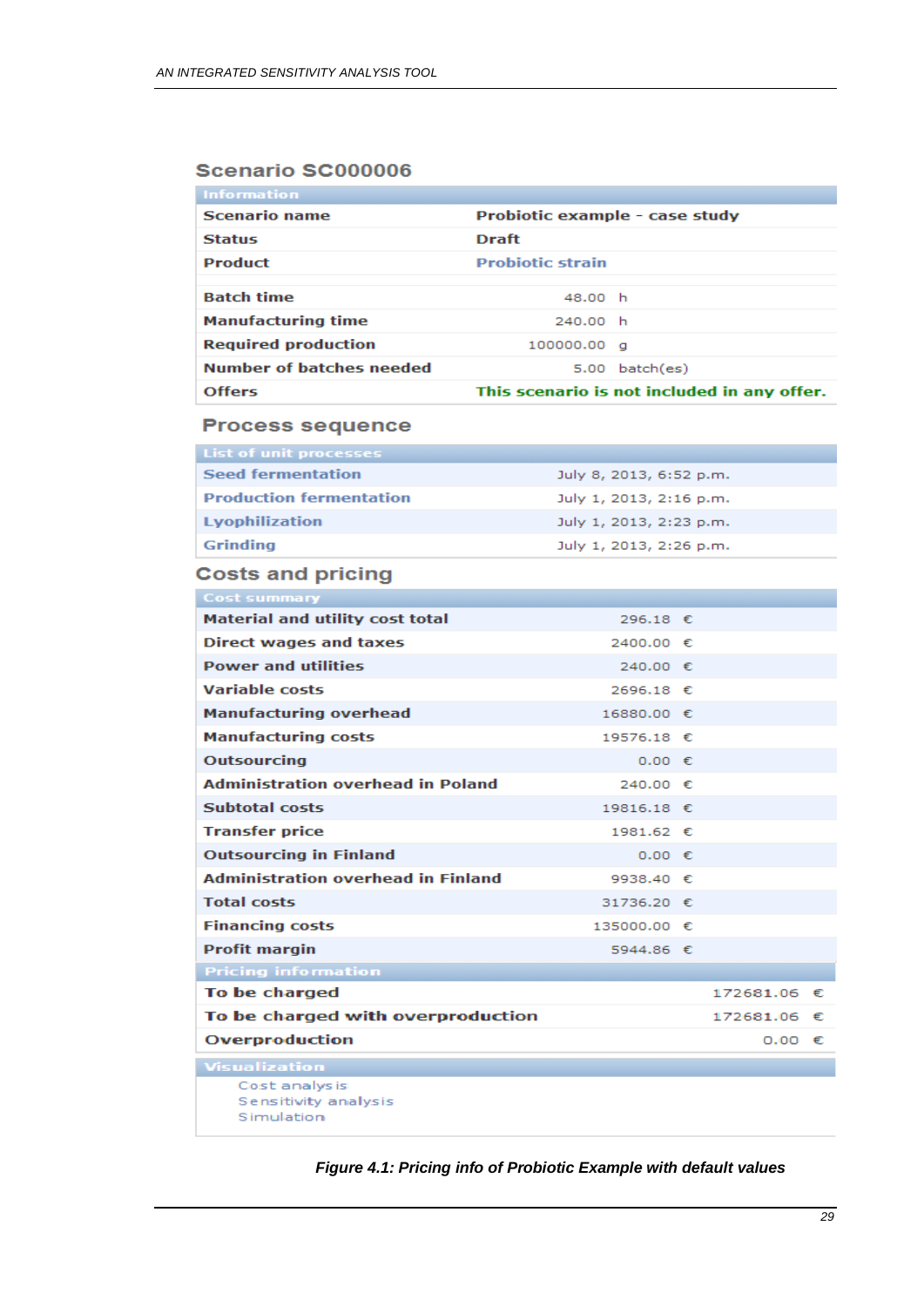## Scenario SC000006

| Information | |
|---|---|
| **Scenario name** | **Probiotic example - case study** |
| **Status** | **Draft** |
| **Product** | **Probiotic strain** |
| **Batch time** | 48.00 h |
| **Manufacturing time** | 240.00 h |
| **Required production** | 100000.00 g |
| **Number of batches needed** | 5.00 batch(es) |
| **Offers** | **This scenario is not included in any offer.** |

### Process sequence

| List of unit processes | |
|---|---|
| **Seed fermentation** | July 8, 2013, 6:52 p.m. |
| **Production fermentation** | July 1, 2013, 2:16 p.m. |
| **Lyophilization** | July 1, 2013, 2:23 p.m. |
| **Grinding** | July 1, 2013, 2:26 p.m. |

### Costs and pricing

| Cost summary | |
|---|---|
| **Material and utility cost total** | 296.18 € |
| **Direct wages and taxes** | 2400.00 € |
| **Power and utilities** | 240.00 € |
| **Variable costs** | 2696.18 € |
| **Manufacturing overhead** | 16880.00 € |
| **Manufacturing costs** | 19576.18 € |
| **Outsourcing** | 0.00 € |
| **Administration overhead in Poland** | 240.00 € |
| **Subtotal costs** | 19816.18 € |
| **Transfer price** | 1981.62 € |
| **Outsourcing in Finland** | 0.00 € |
| **Administration overhead in Finland** | 9938.40 € |
| **Total costs** | 31736.20 € |
| **Financing costs** | 135000.00 € |
| **Profit margin** | 5944.86 € |

| Pricing information | |
|---|---|
| **To be charged** | 172681.06 € |
| **To be charged with overproduction** | 172681.06 € |
| **Overproduction** | 0.00 € |

**Visualization**

- Cost analysis
- Sensitivity analysis
- Simulation

*Figure 4.1: Pricing info of Probiotic Example with default values*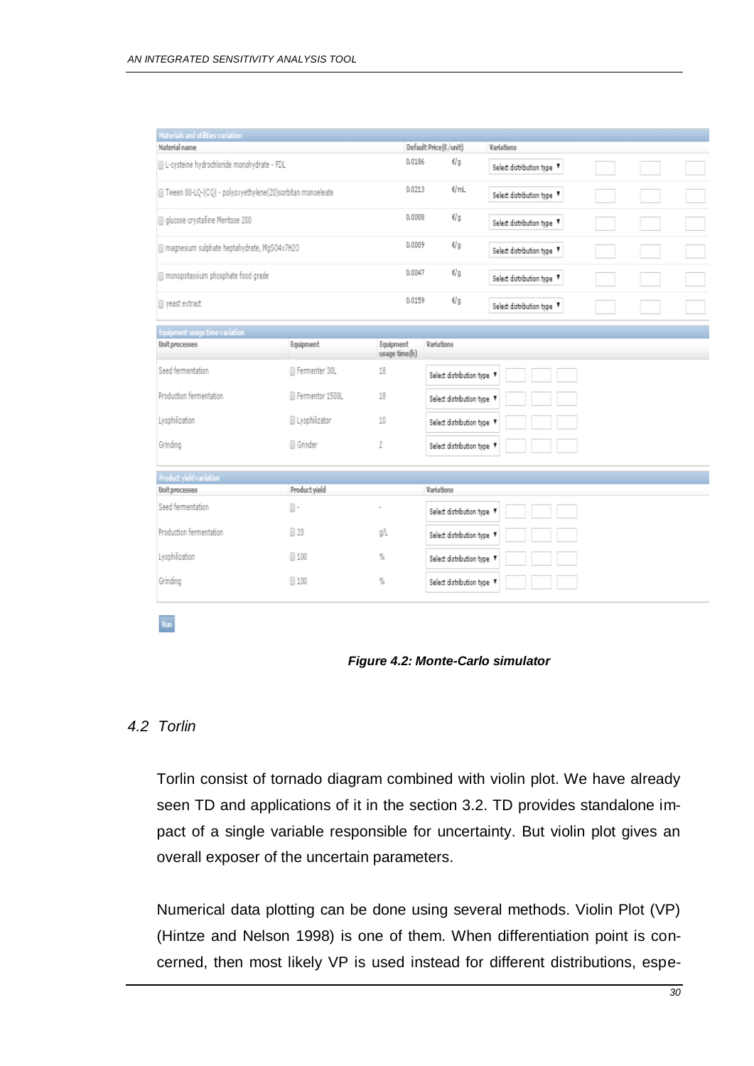| Materials and utilities variation | | | | | | |
|---|---|---|---|---|---|---|
| Material name | Default Price(€/unit) | | Variations | | | |
| L-cysteine hydrochloride monohydrate - FDL | 0.0186 | €/g | Select distribution type | | | |
| Tween 80-LQ-(CQ) - polyoxyethylene(20)sorbitan monooleate | 0.0213 | €/mL | Select distribution type | | | |
| glucose crystalline Meritose 200 | 0.0008 | €/g | Select distribution type | | | |
| magnesium sulphate heptahydrate, MgSO4x7H2O | 0.0009 | €/g | Select distribution type | | | |
| monopotassium phosphate food grade | 0.0047 | €/g | Select distribution type | | | |
| yeast extract | 0.0159 | €/g | Select distribution type | | | |

| Equipment usage time variation | | | | | | |
|---|---|---|---|---|---|---|
| Unit processes | Equipment | Equipment usage time(h) | Variations | | | |
| Seed fermentation | Fermenter 30L | 18 | Select distribution type | | | |
| Production fermentation | Fermentor 1500L | 18 | Select distribution type | | | |
| Lyophilization | Lyophilizator | 10 | Select distribution type | | | |
| Grinding | Grinder | 2 | Select distribution type | | | |

| Product yield variation | | | | | | |
|---|---|---|---|---|---|---|
| Unit processes | Product yield | | Variations | | | |
| Seed fermentation | - | - | Select distribution type | | | |
| Production fermentation | 20 | g/L | Select distribution type | | | |
| Lyophilization | 100 | % | Select distribution type | | | |
| Grinding | 100 | % | Select distribution type | | | |

Run

***Figure 4.2: Monte-Carlo simulator***

## *4.2 Torlin*

Torlin consist of tornado diagram combined with violin plot. We have already seen TD and applications of it in the section 3.2. TD provides standalone impact of a single variable responsible for uncertainty. But violin plot gives an overall exposer of the uncertain parameters.

Numerical data plotting can be done using several methods. Violin Plot (VP) (Hintze and Nelson 1998) is one of them. When differentiation point is concerned, then most likely VP is used instead for different distributions, espe-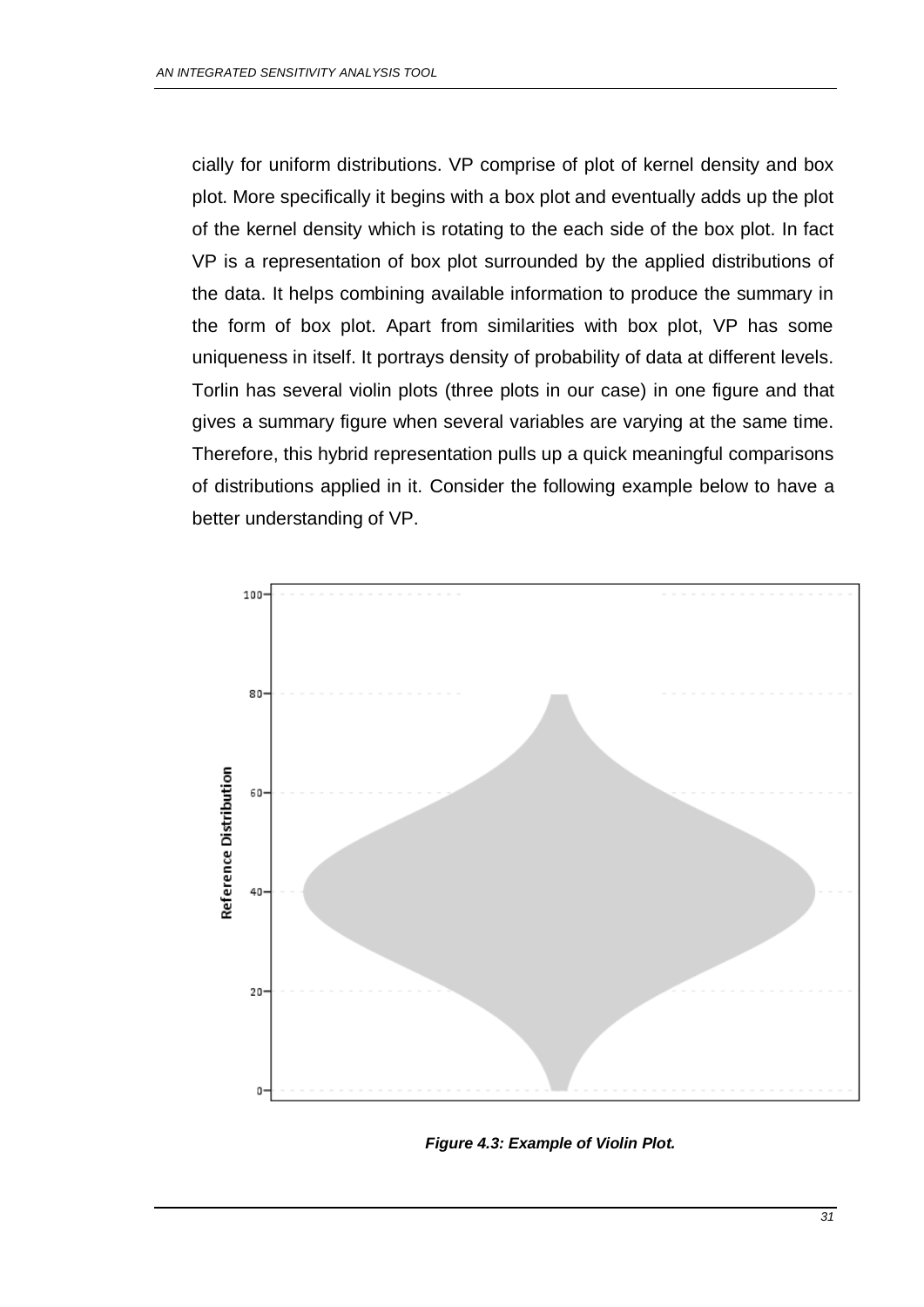cially for uniform distributions. VP comprise of plot of kernel density and box plot. More specifically it begins with a box plot and eventually adds up the plot of the kernel density which is rotating to the each side of the box plot. In fact VP is a representation of box plot surrounded by the applied distributions of the data. It helps combining available information to produce the summary in the form of box plot. Apart from similarities with box plot, VP has some uniqueness in itself. It portrays density of probability of data at different levels. Torlin has several violin plots (three plots in our case) in one figure and that gives a summary figure when several variables are varying at the same time. Therefore, this hybrid representation pulls up a quick meaningful comparisons of distributions applied in it. Consider the following example below to have a better understanding of VP.

***Figure 4.3: Example of Violin Plot.***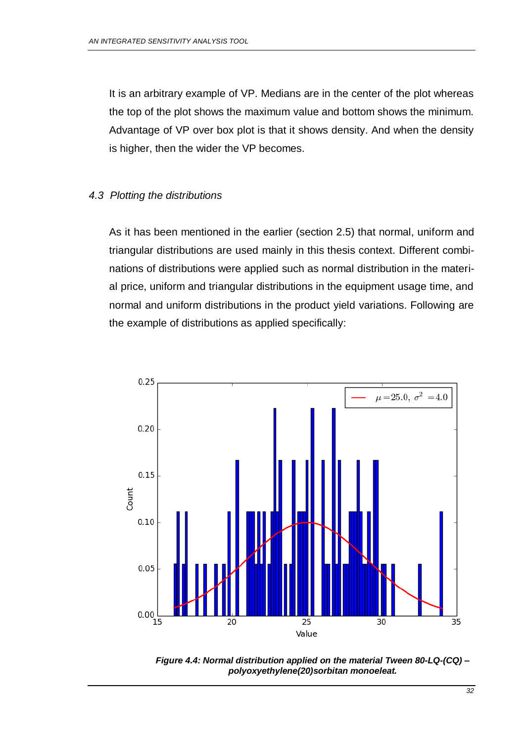It is an arbitrary example of VP. Medians are in the center of the plot whereas the top of the plot shows the maximum value and bottom shows the minimum. Advantage of VP over box plot is that it shows density. And when the density is higher, then the wider the VP becomes.

### 4.3 Plotting the distributions

As it has been mentioned in the earlier (section 2.5) that normal, uniform and triangular distributions are used mainly in this thesis context. Different combinations of distributions were applied such as normal distribution in the material price, uniform and triangular distributions in the equipment usage time, and normal and uniform distributions in the product yield variations. Following are the example of distributions as applied specifically:

***Figure 4.4: Normal distribution applied on the material Tween 80-LQ-(CQ) – polyoxyethylene(20)sorbitan monoeleat.***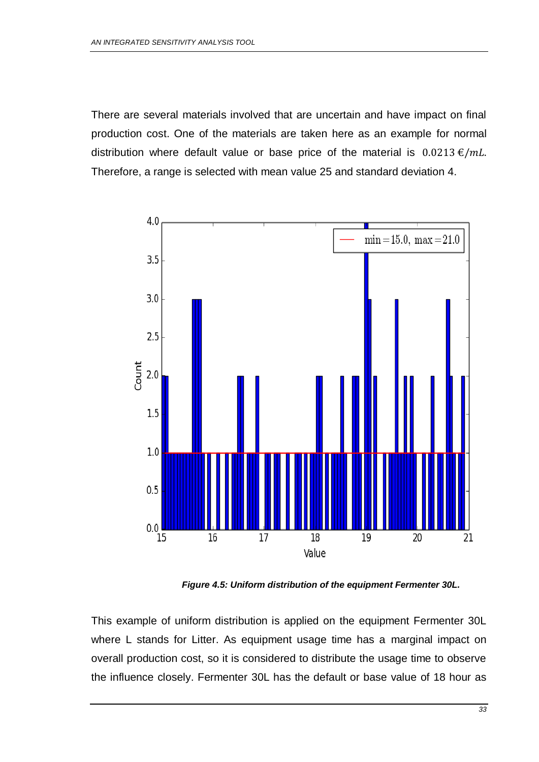There are several materials involved that are uncertain and have impact on final production cost. One of the materials are taken here as an example for normal distribution where default value or base price of the material is $0.0213\,€/mL$. Therefore, a range is selected with mean value 25 and standard deviation 4.

***Figure 4.5: Uniform distribution of the equipment Fermenter 30L.***

This example of uniform distribution is applied on the equipment Fermenter 30L where L stands for Litter. As equipment usage time has a marginal impact on overall production cost, so it is considered to distribute the usage time to observe the influence closely. Fermenter 30L has the default or base value of 18 hour as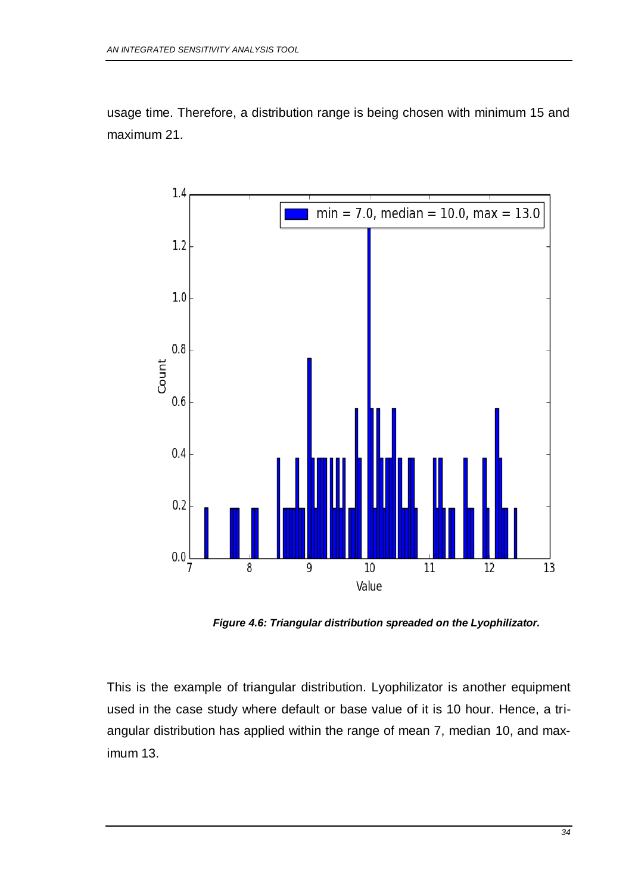usage time. Therefore, a distribution range is being chosen with minimum 15 and maximum 21.

***Figure 4.6: Triangular distribution spreaded on the Lyophilizator.***

This is the example of triangular distribution. Lyophilizator is another equipment used in the case study where default or base value of it is 10 hour. Hence, a triangular distribution has applied within the range of mean 7, median 10, and maximum 13.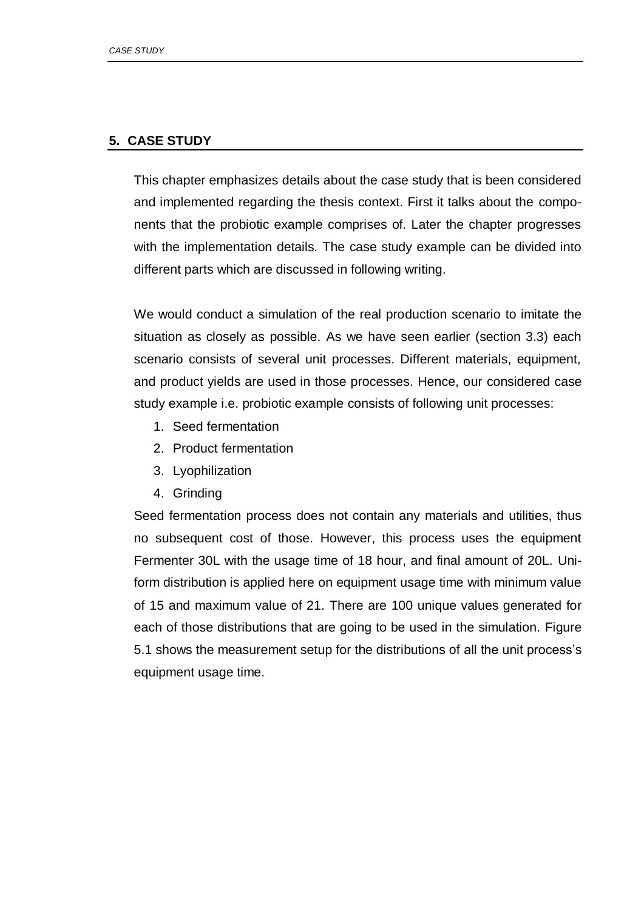## 5. CASE STUDY

This chapter emphasizes details about the case study that is been considered and implemented regarding the thesis context. First it talks about the components that the probiotic example comprises of. Later the chapter progresses with the implementation details. The case study example can be divided into different parts which are discussed in following writing.

We would conduct a simulation of the real production scenario to imitate the situation as closely as possible. As we have seen earlier (section 3.3) each scenario consists of several unit processes. Different materials, equipment, and product yields are used in those processes. Hence, our considered case study example i.e. probiotic example consists of following unit processes:

1. Seed fermentation
2. Product fermentation
3. Lyophilization
4. Grinding

Seed fermentation process does not contain any materials and utilities, thus no subsequent cost of those. However, this process uses the equipment Fermenter 30L with the usage time of 18 hour, and final amount of 20L. Uniform distribution is applied here on equipment usage time with minimum value of 15 and maximum value of 21. There are 100 unique values generated for each of those distributions that are going to be used in the simulation. Figure 5.1 shows the measurement setup for the distributions of all the unit process's equipment usage time.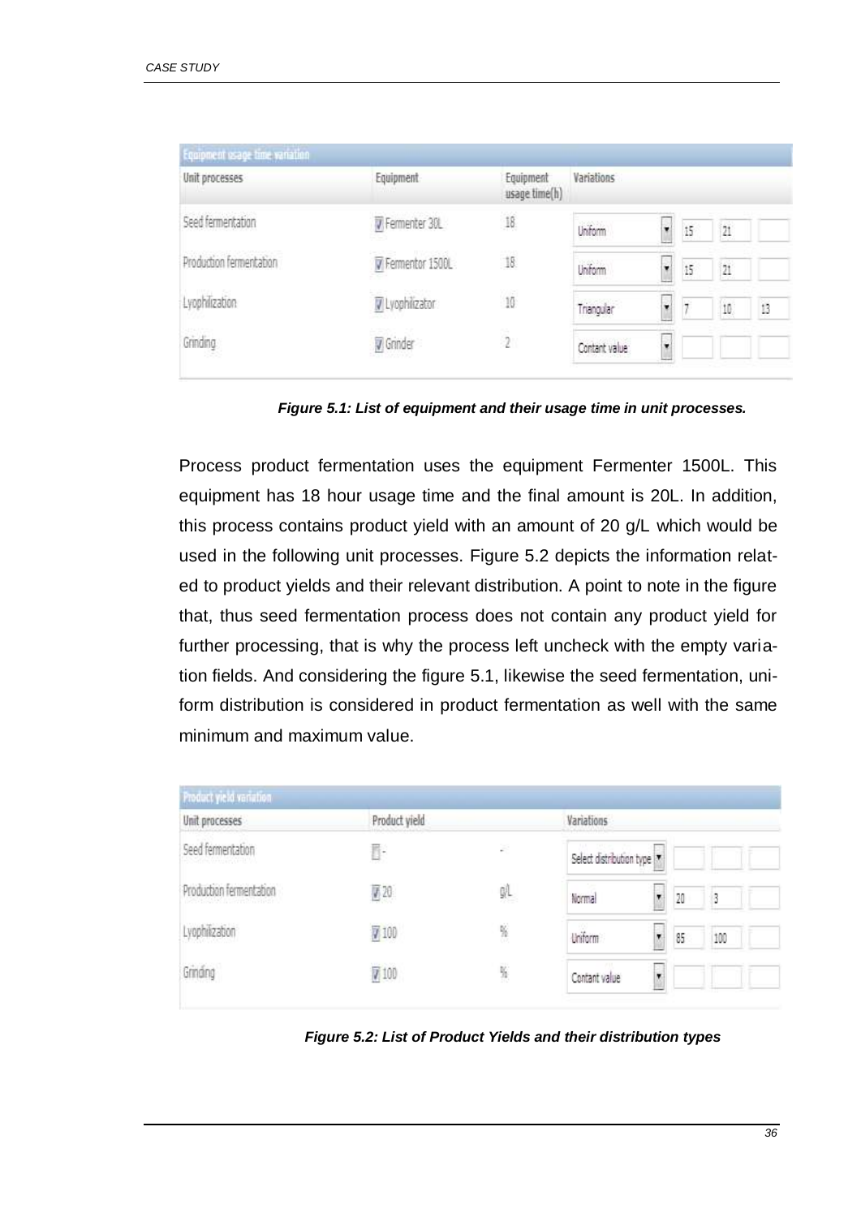| Equipment usage time variation | | | | | | |
|---|---|---|---|---|---|---|
| Unit processes | Equipment | Equipment usage time(h) | Variations | | | |
| Seed fermentation | Fermenter 30L | 18 | Uniform | 15 | 21 | |
| Production fermentation | Fermentor 1500L | 18 | Uniform | 15 | 21 | |
| Lyophilization | Lyophilizator | 10 | Triangular | 7 | 10 | 13 |
| Grinding | Grinder | 2 | Contant value | | | |

***Figure 5.1: List of equipment and their usage time in unit processes.***

Process product fermentation uses the equipment Fermenter 1500L. This equipment has 18 hour usage time and the final amount is 20L. In addition, this process contains product yield with an amount of 20 g/L which would be used in the following unit processes. Figure 5.2 depicts the information related to product yields and their relevant distribution. A point to note in the figure that, thus seed fermentation process does not contain any product yield for further processing, that is why the process left uncheck with the empty variation fields. And considering the figure 5.1, likewise the seed fermentation, uniform distribution is considered in product fermentation as well with the same minimum and maximum value.

| Product yield variation | | | | | | |
|---|---|---|---|---|---|---|
| Unit processes | Product yield | | Variations | | | |
| Seed fermentation | - | - | Select distribution type | | | |
| Production fermentation | 20 | g/L | Normal | 20 | 3 | |
| Lyophilization | 100 | % | Uniform | 85 | 100 | |
| Grinding | 100 | % | Contant value | | | |

***Figure 5.2: List of Product Yields and their distribution types***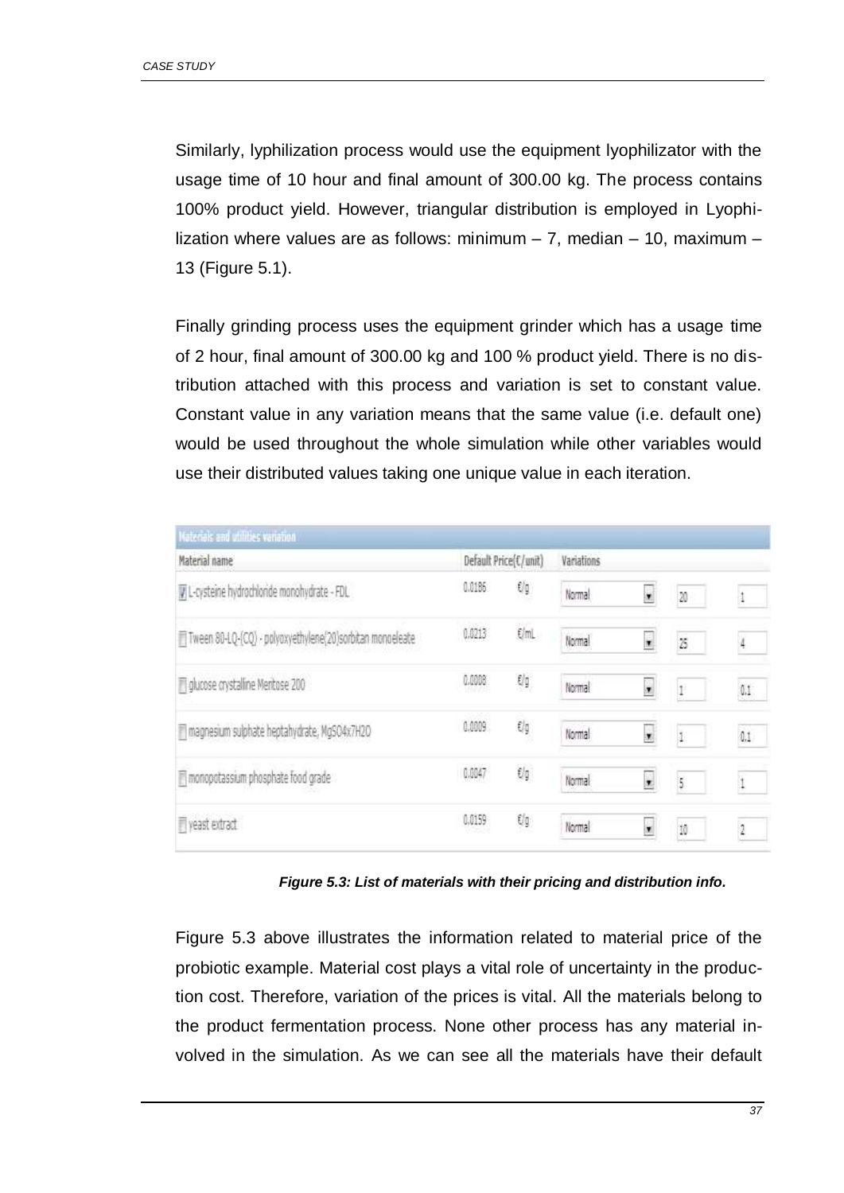Similarly, lyphilization process would use the equipment lyophilizator with the usage time of 10 hour and final amount of 300.00 kg. The process contains 100% product yield. However, triangular distribution is employed in Lyophilization where values are as follows: minimum – 7, median – 10, maximum – 13 (Figure 5.1).

Finally grinding process uses the equipment grinder which has a usage time of 2 hour, final amount of 300.00 kg and 100 % product yield. There is no distribution attached with this process and variation is set to constant value. Constant value in any variation means that the same value (i.e. default one) would be used throughout the whole simulation while other variables would use their distributed values taking one unique value in each iteration.

| Materials and utilities variation | | | | | |
|---|---|---|---|---|---|
| Material name | Default Price(€/unit) | | Variations | | |
| L-cysteine hydrochloride monohydrate - FDL | 0.0186 | €/g | Normal | 20 | 1 |
| Tween 80-LQ-(CQ) - polyoxyethylene(20)sorbitan monoeleate | 0.0213 | €/mL | Normal | 25 | 4 |
| glucose crystalline Meritose 200 | 0.0008 | €/g | Normal | 1 | 0.1 |
| magnesium sulphate heptahydrate, MgSO4x7H2O | 0.0009 | €/g | Normal | 1 | 0.1 |
| monopotassium phosphate food grade | 0.0047 | €/g | Normal | 5 | 1 |
| yeast extract | 0.0159 | €/g | Normal | 10 | 2 |

***Figure 5.3: List of materials with their pricing and distribution info.***

Figure 5.3 above illustrates the information related to material price of the probiotic example. Material cost plays a vital role of uncertainty in the production cost. Therefore, variation of the prices is vital. All the materials belong to the product fermentation process. None other process has any material involved in the simulation. As we can see all the materials have their default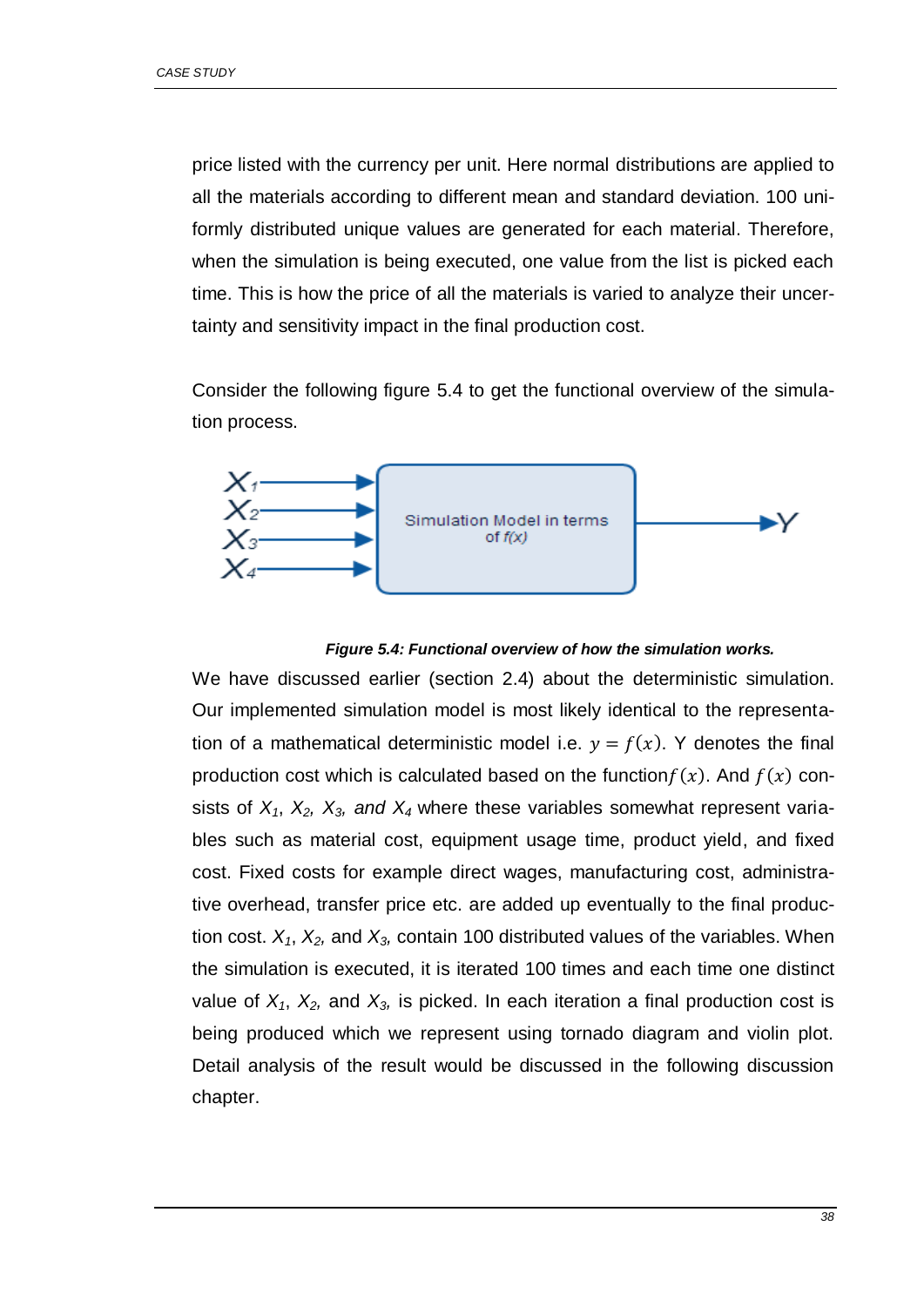price listed with the currency per unit. Here normal distributions are applied to all the materials according to different mean and standard deviation. 100 uniformly distributed unique values are generated for each material. Therefore, when the simulation is being executed, one value from the list is picked each time. This is how the price of all the materials is varied to analyze their uncertainty and sensitivity impact in the final production cost.

Consider the following figure 5.4 to get the functional overview of the simulation process.

***Figure 5.4: Functional overview of how the simulation works.***

We have discussed earlier (section 2.4) about the deterministic simulation. Our implemented simulation model is most likely identical to the representation of a mathematical deterministic model i.e. $y = f(x)$. Y denotes the final production cost which is calculated based on the function $f(x)$. And $f(x)$ consists of $X_1$, $X_2$, $X_3$, *and* $X_4$ where these variables somewhat represent variables such as material cost, equipment usage time, product yield, and fixed cost. Fixed costs for example direct wages, manufacturing cost, administrative overhead, transfer price etc. are added up eventually to the final production cost. $X_1$, $X_2$, and $X_3$, contain 100 distributed values of the variables. When the simulation is executed, it is iterated 100 times and each time one distinct value of $X_1$, $X_2$, and $X_3$, is picked. In each iteration a final production cost is being produced which we represent using tornado diagram and violin plot. Detail analysis of the result would be discussed in the following discussion chapter.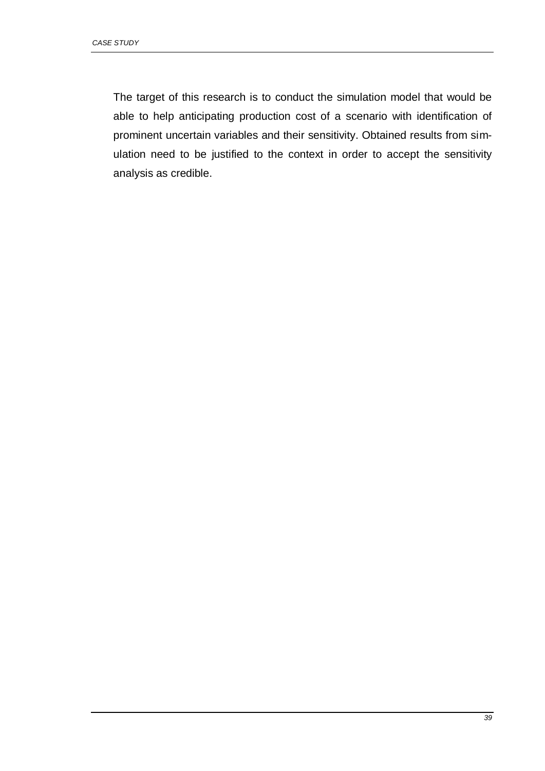The target of this research is to conduct the simulation model that would be able to help anticipating production cost of a scenario with identification of prominent uncertain variables and their sensitivity. Obtained results from simulation need to be justified to the context in order to accept the sensitivity analysis as credible.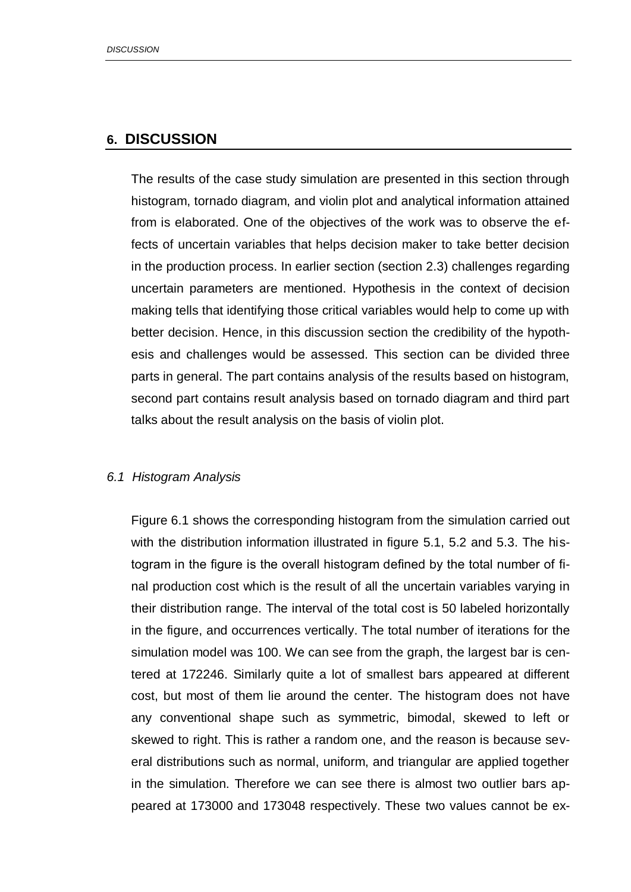# 6. DISCUSSION

The results of the case study simulation are presented in this section through histogram, tornado diagram, and violin plot and analytical information attained from is elaborated. One of the objectives of the work was to observe the effects of uncertain variables that helps decision maker to take better decision in the production process. In earlier section (section 2.3) challenges regarding uncertain parameters are mentioned. Hypothesis in the context of decision making tells that identifying those critical variables would help to come up with better decision. Hence, in this discussion section the credibility of the hypothesis and challenges would be assessed. This section can be divided three parts in general. The part contains analysis of the results based on histogram, second part contains result analysis based on tornado diagram and third part talks about the result analysis on the basis of violin plot.

## *6.1 Histogram Analysis*

Figure 6.1 shows the corresponding histogram from the simulation carried out with the distribution information illustrated in figure 5.1, 5.2 and 5.3. The histogram in the figure is the overall histogram defined by the total number of final production cost which is the result of all the uncertain variables varying in their distribution range. The interval of the total cost is 50 labeled horizontally in the figure, and occurrences vertically. The total number of iterations for the simulation model was 100. We can see from the graph, the largest bar is centered at 172246. Similarly quite a lot of smallest bars appeared at different cost, but most of them lie around the center. The histogram does not have any conventional shape such as symmetric, bimodal, skewed to left or skewed to right. This is rather a random one, and the reason is because several distributions such as normal, uniform, and triangular are applied together in the simulation. Therefore we can see there is almost two outlier bars appeared at 173000 and 173048 respectively. These two values cannot be ex-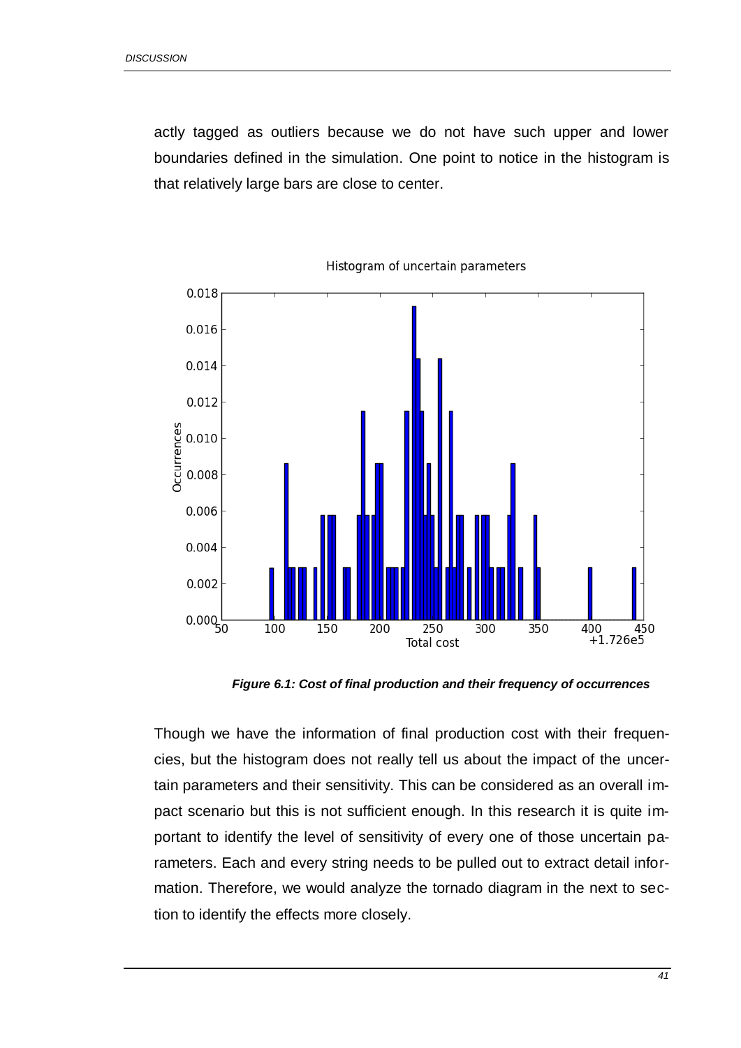actly tagged as outliers because we do not have such upper and lower boundaries defined in the simulation. One point to notice in the histogram is that relatively large bars are close to center.

***Figure 6.1: Cost of final production and their frequency of occurrences***

Though we have the information of final production cost with their frequencies, but the histogram does not really tell us about the impact of the uncertain parameters and their sensitivity. This can be considered as an overall impact scenario but this is not sufficient enough. In this research it is quite important to identify the level of sensitivity of every one of those uncertain parameters. Each and every string needs to be pulled out to extract detail information. Therefore, we would analyze the tornado diagram in the next to section to identify the effects more closely.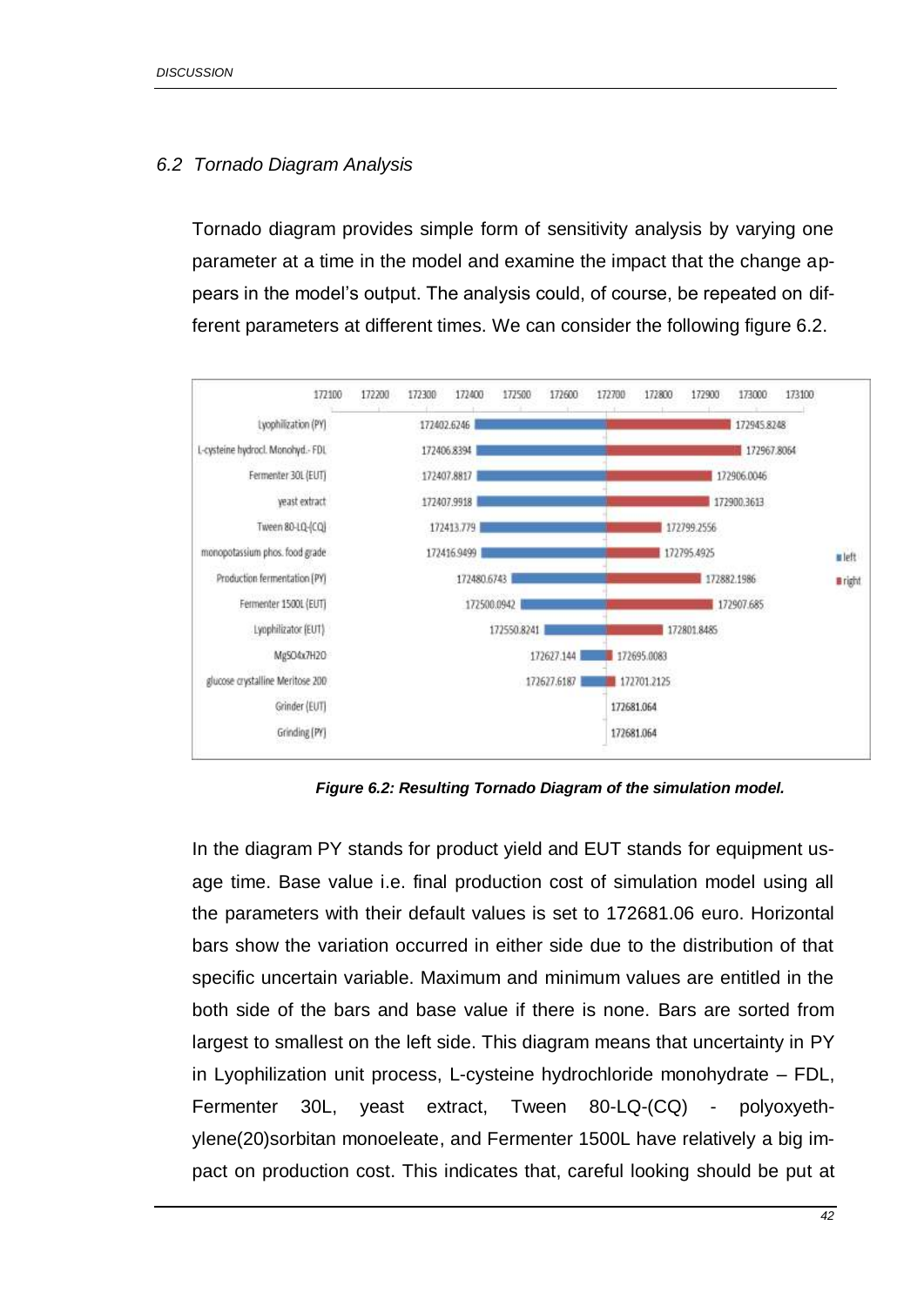### 6.2 Tornado Diagram Analysis

Tornado diagram provides simple form of sensitivity analysis by varying one parameter at a time in the model and examine the impact that the change appears in the model's output. The analysis could, of course, be repeated on different parameters at different times. We can consider the following figure 6.2.

| Parameter | left | right |
|---|---|---|
| Lyophilization (PY) | 172402.6246 | 172945.8248 |
| L-cysteine hydrocl. Monohyd.- FDL | 172406.8394 | 172967.8064 |
| Fermenter 30L (EUT) | 172407.8817 | 172906.0046 |
| yeast extract | 172407.9918 | 172900.3613 |
| Tween 80-LQ-(CQ) | 172413.779 | 172799.2556 |
| monopotassium phos. food grade | 172416.9499 | 172795.4925 |
| Production fermentation (PY) | 172480.6743 | 172882.1986 |
| Fermenter 1500L (EUT) | 172500.0942 | 172907.685 |
| Lyophilizator (EUT) | 172550.8241 | 172801.8485 |
| MgSO4x7H2O | 172627.144 | 172695.0083 |
| glucose crystalline Meritose 200 | 172627.6187 | 172701.2125 |
| Grinder (EUT) | 172681.064 | |
| Grinding (PY) | 172681.064 | |

***Figure 6.2: Resulting Tornado Diagram of the simulation model.***

In the diagram PY stands for product yield and EUT stands for equipment usage time. Base value i.e. final production cost of simulation model using all the parameters with their default values is set to 172681.06 euro. Horizontal bars show the variation occurred in either side due to the distribution of that specific uncertain variable. Maximum and minimum values are entitled in the both side of the bars and base value if there is none. Bars are sorted from largest to smallest on the left side. This diagram means that uncertainty in PY in Lyophilization unit process, L-cysteine hydrochloride monohydrate – FDL, Fermenter 30L, yeast extract, Tween 80-LQ-(CQ) - polyoxyethylene(20)sorbitan monoeleate, and Fermenter 1500L have relatively a big impact on production cost. This indicates that, careful looking should be put at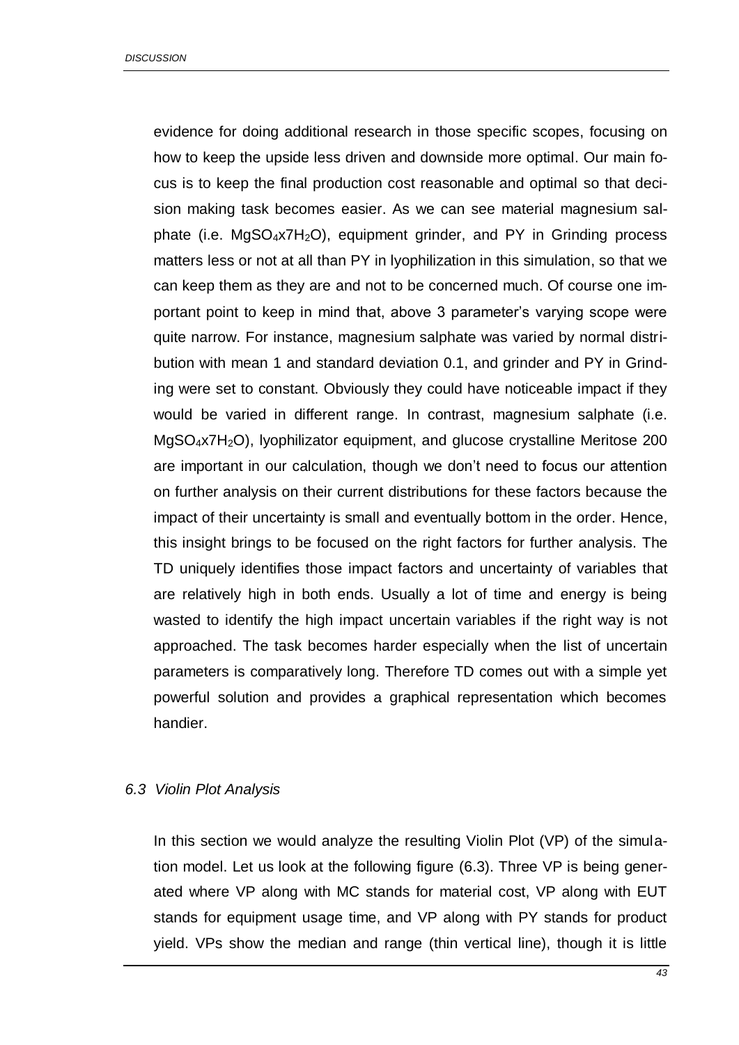evidence for doing additional research in those specific scopes, focusing on how to keep the upside less driven and downside more optimal. Our main focus is to keep the final production cost reasonable and optimal so that decision making task becomes easier. As we can see material magnesium salphate (i.e. $MgSO_4x7H_2O$), equipment grinder, and PY in Grinding process matters less or not at all than PY in lyophilization in this simulation, so that we can keep them as they are and not to be concerned much. Of course one important point to keep in mind that, above 3 parameter's varying scope were quite narrow. For instance, magnesium salphate was varied by normal distribution with mean 1 and standard deviation 0.1, and grinder and PY in Grinding were set to constant. Obviously they could have noticeable impact if they would be varied in different range. In contrast, magnesium salphate (i.e. $MgSO_4x7H_2O$), lyophilizator equipment, and glucose crystalline Meritose 200 are important in our calculation, though we don't need to focus our attention on further analysis on their current distributions for these factors because the impact of their uncertainty is small and eventually bottom in the order. Hence, this insight brings to be focused on the right factors for further analysis. The TD uniquely identifies those impact factors and uncertainty of variables that are relatively high in both ends. Usually a lot of time and energy is being wasted to identify the high impact uncertain variables if the right way is not approached. The task becomes harder especially when the list of uncertain parameters is comparatively long. Therefore TD comes out with a simple yet powerful solution and provides a graphical representation which becomes handier.

### *6.3 Violin Plot Analysis*

In this section we would analyze the resulting Violin Plot (VP) of the simulation model. Let us look at the following figure (6.3). Three VP is being generated where VP along with MC stands for material cost, VP along with EUT stands for equipment usage time, and VP along with PY stands for product yield. VPs show the median and range (thin vertical line), though it is little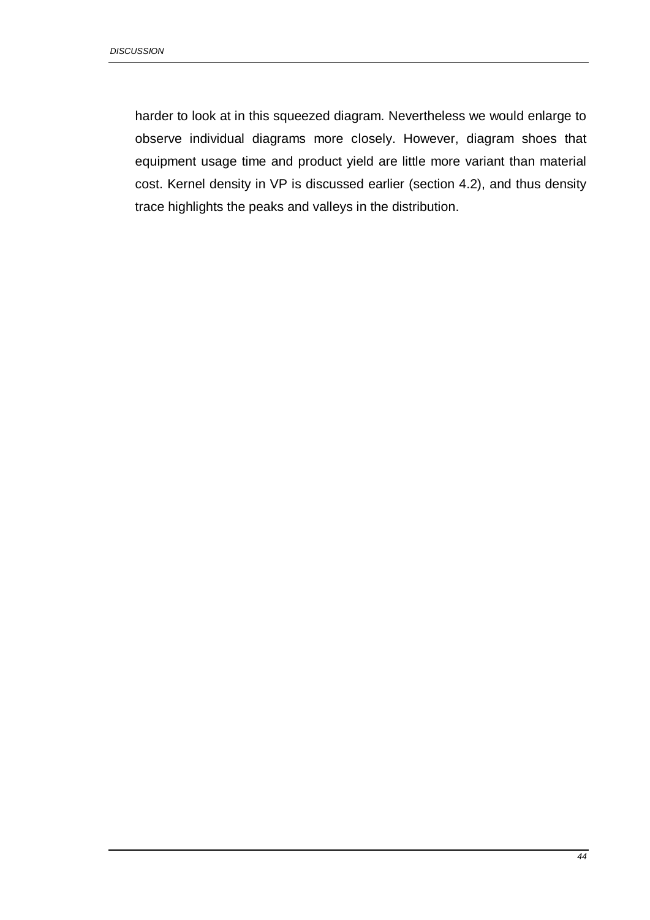harder to look at in this squeezed diagram. Nevertheless we would enlarge to observe individual diagrams more closely. However, diagram shoes that equipment usage time and product yield are little more variant than material cost. Kernel density in VP is discussed earlier (section 4.2), and thus density trace highlights the peaks and valleys in the distribution.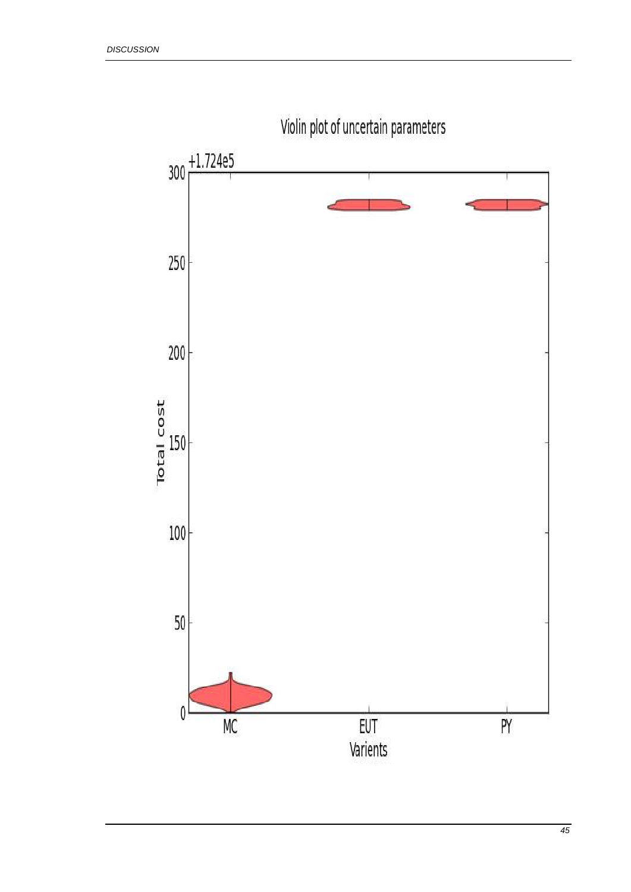Violin plot of uncertain parameters

+1.724e5

Total cost

Varients

MC EUT PY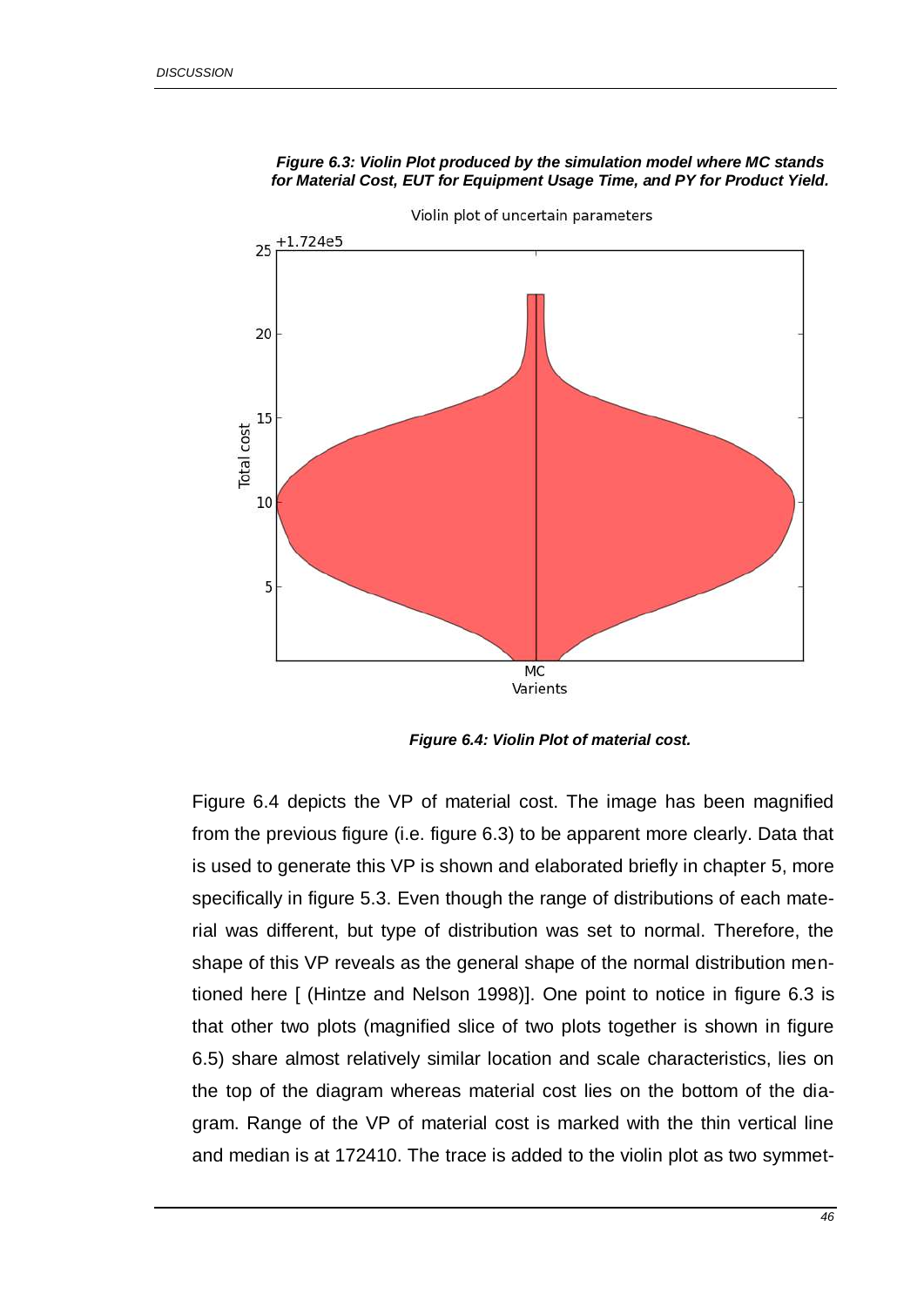***Figure 6.3: Violin Plot produced by the simulation model where MC stands for Material Cost, EUT for Equipment Usage Time, and PY for Product Yield.***

***Figure 6.4: Violin Plot of material cost.***

Figure 6.4 depicts the VP of material cost. The image has been magnified from the previous figure (i.e. figure 6.3) to be apparent more clearly. Data that is used to generate this VP is shown and elaborated briefly in chapter 5, more specifically in figure 5.3. Even though the range of distributions of each material was different, but type of distribution was set to normal. Therefore, the shape of this VP reveals as the general shape of the normal distribution mentioned here [ (Hintze and Nelson 1998)]. One point to notice in figure 6.3 is that other two plots (magnified slice of two plots together is shown in figure 6.5) share almost relatively similar location and scale characteristics, lies on the top of the diagram whereas material cost lies on the bottom of the diagram. Range of the VP of material cost is marked with the thin vertical line and median is at 172410. The trace is added to the violin plot as two symmet-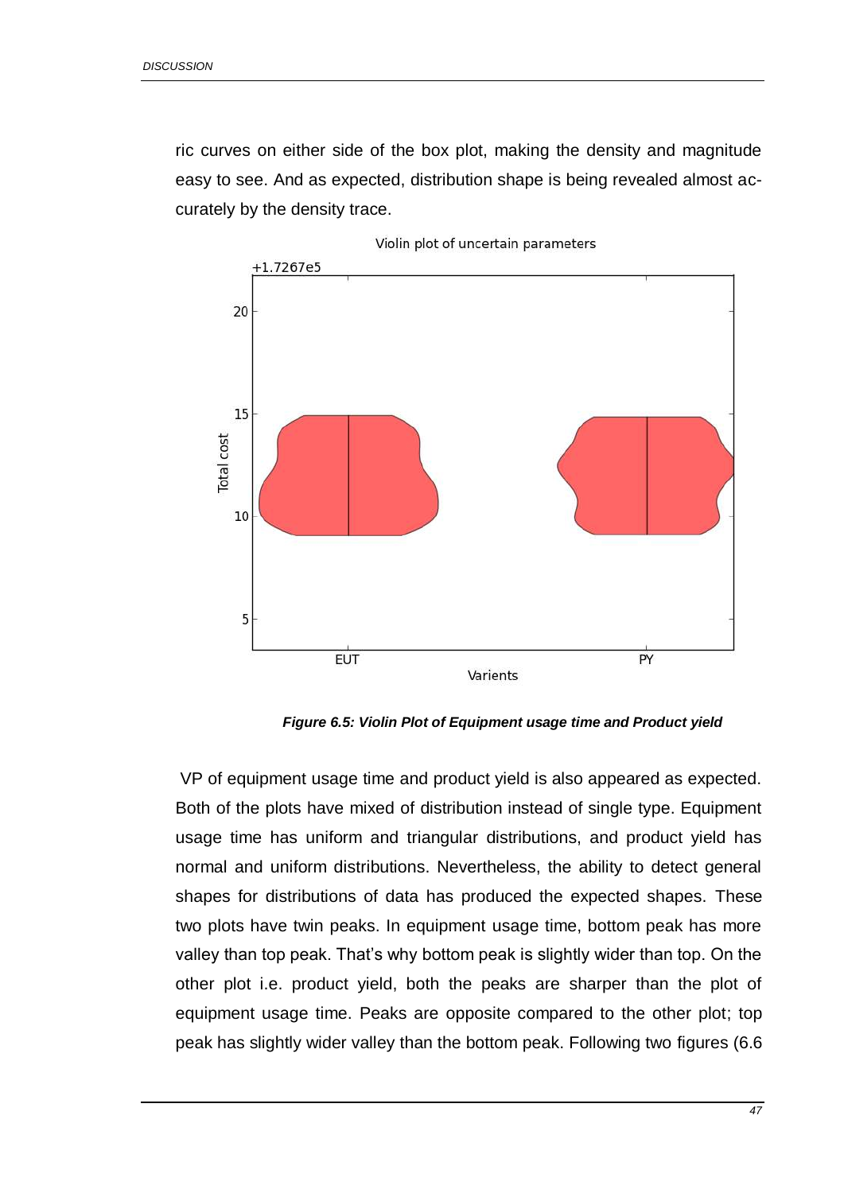ric curves on either side of the box plot, making the density and magnitude easy to see. And as expected, distribution shape is being revealed almost accurately by the density trace.

***Figure 6.5: Violin Plot of Equipment usage time and Product yield***

VP of equipment usage time and product yield is also appeared as expected. Both of the plots have mixed of distribution instead of single type. Equipment usage time has uniform and triangular distributions, and product yield has normal and uniform distributions. Nevertheless, the ability to detect general shapes for distributions of data has produced the expected shapes. These two plots have twin peaks. In equipment usage time, bottom peak has more valley than top peak. That's why bottom peak is slightly wider than top. On the other plot i.e. product yield, both the peaks are sharper than the plot of equipment usage time. Peaks are opposite compared to the other plot; top peak has slightly wider valley than the bottom peak. Following two figures (6.6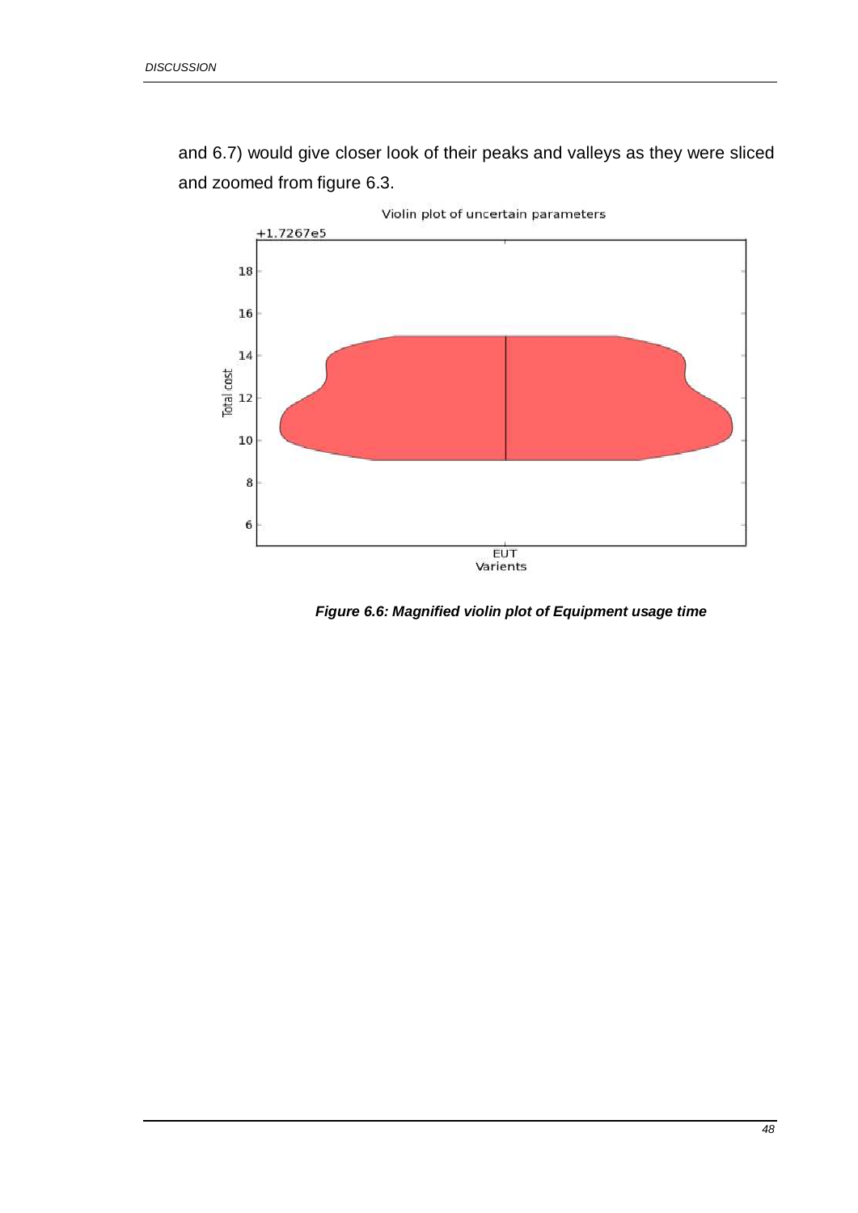and 6.7) would give closer look of their peaks and valleys as they were sliced and zoomed from figure 6.3.

***Figure 6.6: Magnified violin plot of Equipment usage time***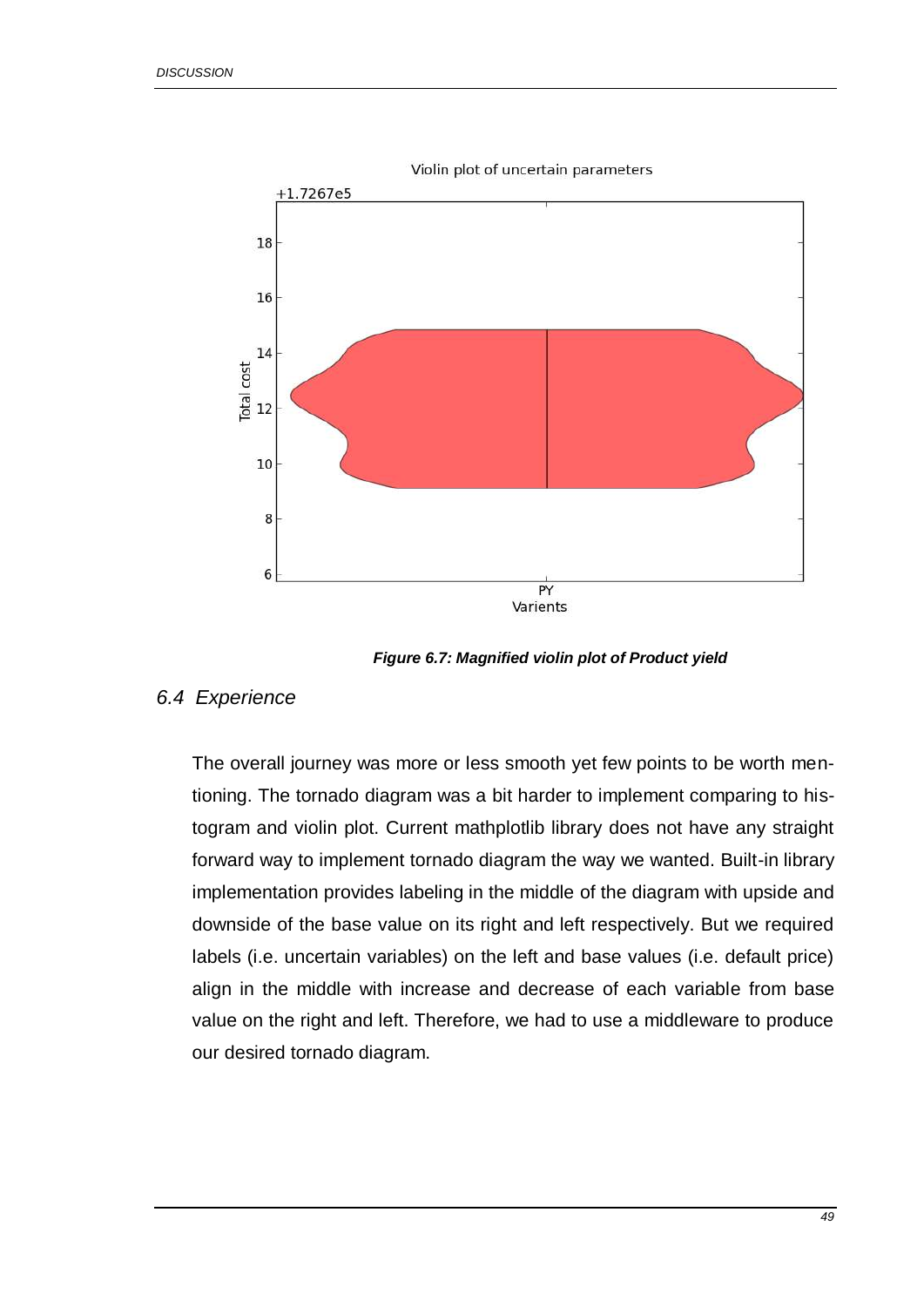Figure 6.7: Magnified violin plot of Product yield

## 6.4 Experience

The overall journey was more or less smooth yet few points to be worth mentioning. The tornado diagram was a bit harder to implement comparing to histogram and violin plot. Current mathplotlib library does not have any straight forward way to implement tornado diagram the way we wanted. Built-in library implementation provides labeling in the middle of the diagram with upside and downside of the base value on its right and left respectively. But we required labels (i.e. uncertain variables) on the left and base values (i.e. default price) align in the middle with increase and decrease of each variable from base value on the right and left. Therefore, we had to use a middleware to produce our desired tornado diagram.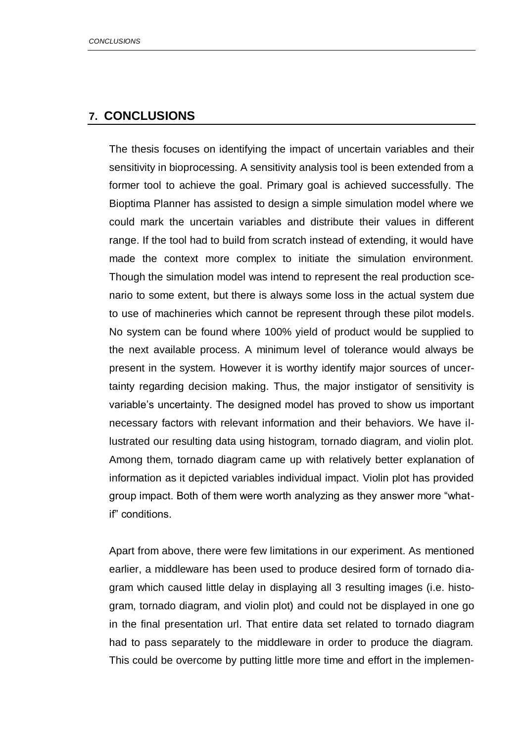# 7. CONCLUSIONS

The thesis focuses on identifying the impact of uncertain variables and their sensitivity in bioprocessing. A sensitivity analysis tool is been extended from a former tool to achieve the goal. Primary goal is achieved successfully. The Bioptima Planner has assisted to design a simple simulation model where we could mark the uncertain variables and distribute their values in different range. If the tool had to build from scratch instead of extending, it would have made the context more complex to initiate the simulation environment. Though the simulation model was intend to represent the real production scenario to some extent, but there is always some loss in the actual system due to use of machineries which cannot be represent through these pilot models. No system can be found where 100% yield of product would be supplied to the next available process. A minimum level of tolerance would always be present in the system. However it is worthy identify major sources of uncertainty regarding decision making. Thus, the major instigator of sensitivity is variable's uncertainty. The designed model has proved to show us important necessary factors with relevant information and their behaviors. We have illustrated our resulting data using histogram, tornado diagram, and violin plot. Among them, tornado diagram came up with relatively better explanation of information as it depicted variables individual impact. Violin plot has provided group impact. Both of them were worth analyzing as they answer more "what-if" conditions.

Apart from above, there were few limitations in our experiment. As mentioned earlier, a middleware has been used to produce desired form of tornado diagram which caused little delay in displaying all 3 resulting images (i.e. histogram, tornado diagram, and violin plot) and could not be displayed in one go in the final presentation url. That entire data set related to tornado diagram had to pass separately to the middleware in order to produce the diagram. This could be overcome by putting little more time and effort in the implemen-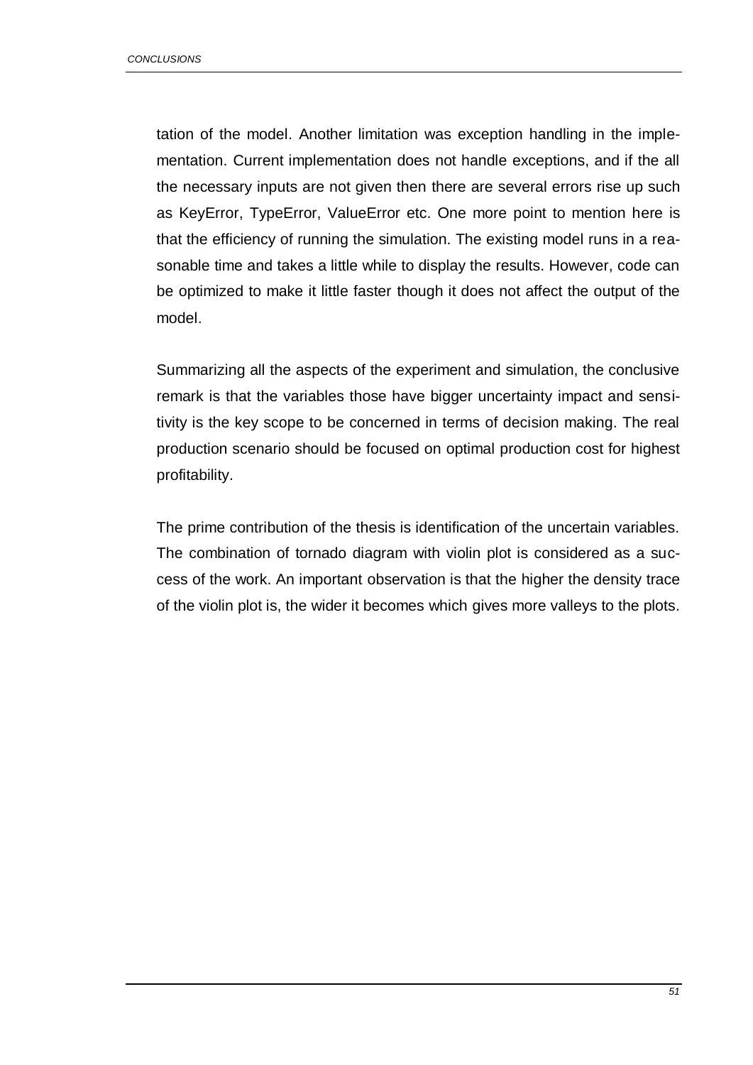tation of the model. Another limitation was exception handling in the implementation. Current implementation does not handle exceptions, and if the all the necessary inputs are not given then there are several errors rise up such as KeyError, TypeError, ValueError etc. One more point to mention here is that the efficiency of running the simulation. The existing model runs in a reasonable time and takes a little while to display the results. However, code can be optimized to make it little faster though it does not affect the output of the model.

Summarizing all the aspects of the experiment and simulation, the conclusive remark is that the variables those have bigger uncertainty impact and sensitivity is the key scope to be concerned in terms of decision making. The real production scenario should be focused on optimal production cost for highest profitability.

The prime contribution of the thesis is identification of the uncertain variables. The combination of tornado diagram with violin plot is considered as a success of the work. An important observation is that the higher the density trace of the violin plot is, the wider it becomes which gives more valleys to the plots.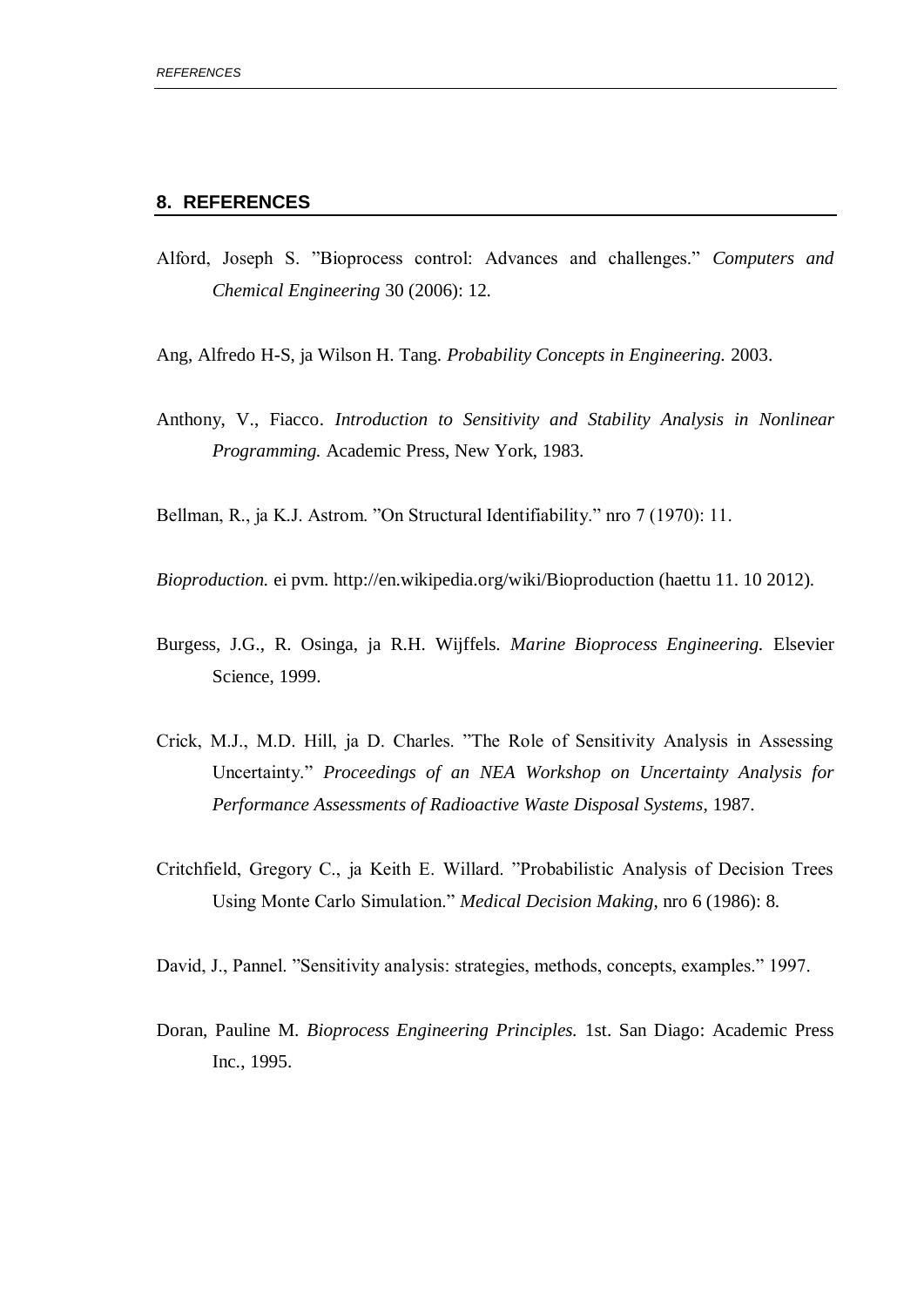## 8. REFERENCES

Alford, Joseph S. ”Bioprocess control: Advances and challenges.” *Computers and Chemical Engineering* 30 (2006): 12.

Ang, Alfredo H-S, ja Wilson H. Tang. *Probability Concepts in Engineering.* 2003.

Anthony, V., Fiacco. *Introduction to Sensitivity and Stability Analysis in Nonlinear Programming.* Academic Press, New York, 1983.

Bellman, R., ja K.J. Astrom. ”On Structural Identifiability.” nro 7 (1970): 11.

*Bioproduction.* ei pvm. http://en.wikipedia.org/wiki/Bioproduction (haettu 11. 10 2012).

Burgess, J.G., R. Osinga, ja R.H. Wijffels. *Marine Bioprocess Engineering.* Elsevier Science, 1999.

Crick, M.J., M.D. Hill, ja D. Charles. ”The Role of Sensitivity Analysis in Assessing Uncertainty.” *Proceedings of an NEA Workshop on Uncertainty Analysis for Performance Assessments of Radioactive Waste Disposal Systems*, 1987.

Critchfield, Gregory C., ja Keith E. Willard. ”Probabilistic Analysis of Decision Trees Using Monte Carlo Simulation.” *Medical Decision Making*, nro 6 (1986): 8.

David, J., Pannel. ”Sensitivity analysis: strategies, methods, concepts, examples.” 1997.

Doran, Pauline M. *Bioprocess Engineering Principles.* 1st. San Diago: Academic Press Inc., 1995.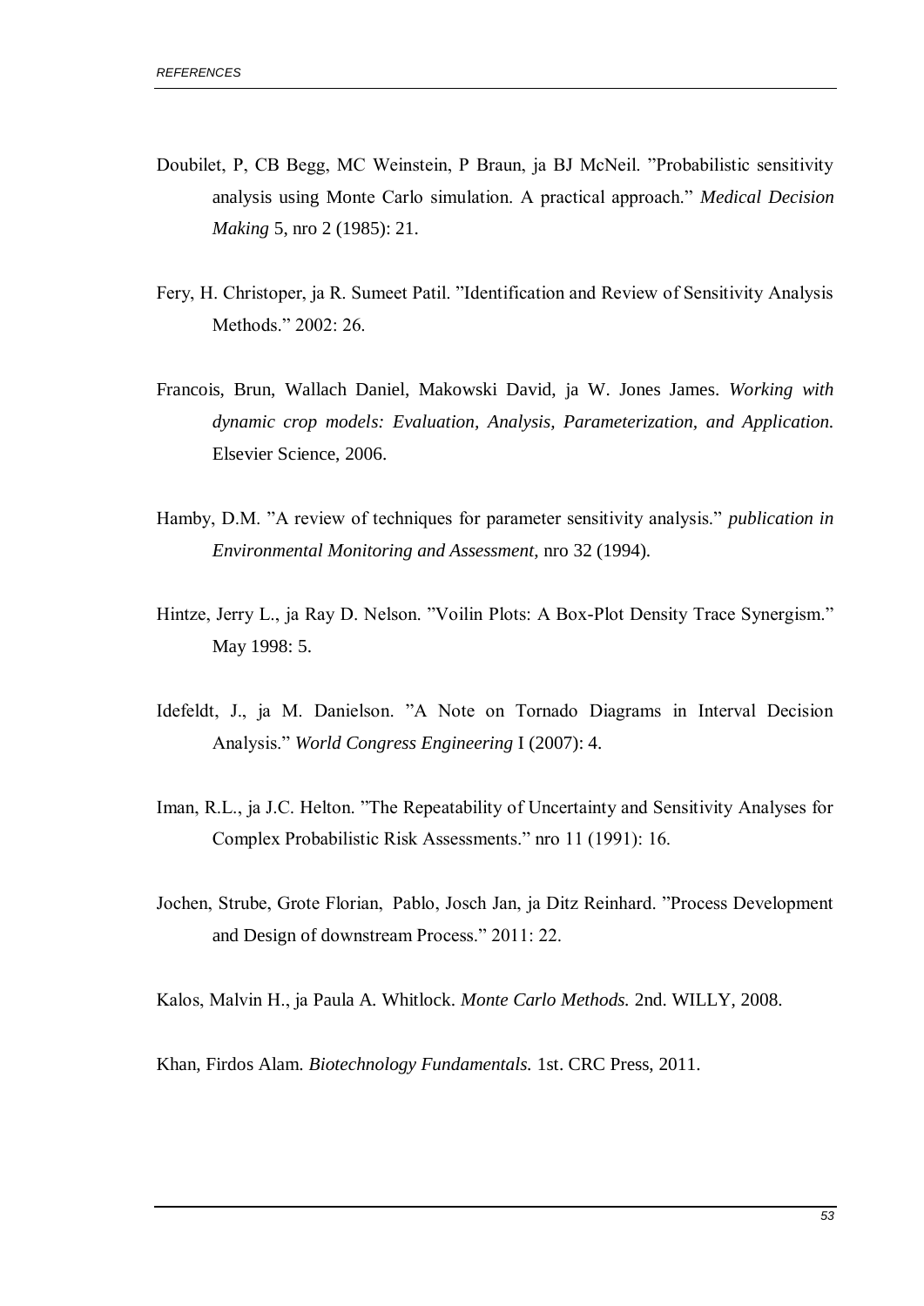Doubilet, P, CB Begg, MC Weinstein, P Braun, ja BJ McNeil. ”Probabilistic sensitivity analysis using Monte Carlo simulation. A practical approach.” *Medical Decision Making* 5, nro 2 (1985): 21.

Fery, H. Christoper, ja R. Sumeet Patil. ”Identification and Review of Sensitivity Analysis Methods.” 2002: 26.

Francois, Brun, Wallach Daniel, Makowski David, ja W. Jones James. *Working with dynamic crop models: Evaluation, Analysis, Parameterization, and Application.* Elsevier Science, 2006.

Hamby, D.M. ”A review of techniques for parameter sensitivity analysis.” *publication in Environmental Monitoring and Assessment,* nro 32 (1994).

Hintze, Jerry L., ja Ray D. Nelson. ”Voilin Plots: A Box-Plot Density Trace Synergism.” May 1998: 5.

Idefeldt, J., ja M. Danielson. ”A Note on Tornado Diagrams in Interval Decision Analysis.” *World Congress Engineering* I (2007): 4.

Iman, R.L., ja J.C. Helton. ”The Repeatability of Uncertainty and Sensitivity Analyses for Complex Probabilistic Risk Assessments.” nro 11 (1991): 16.

Jochen, Strube, Grote Florian, Pablo, Josch Jan, ja Ditz Reinhard. ”Process Development and Design of downstream Process.” 2011: 22.

Kalos, Malvin H., ja Paula A. Whitlock. *Monte Carlo Methods.* 2nd. WILLY, 2008.

Khan, Firdos Alam. *Biotechnology Fundamentals.* 1st. CRC Press, 2011.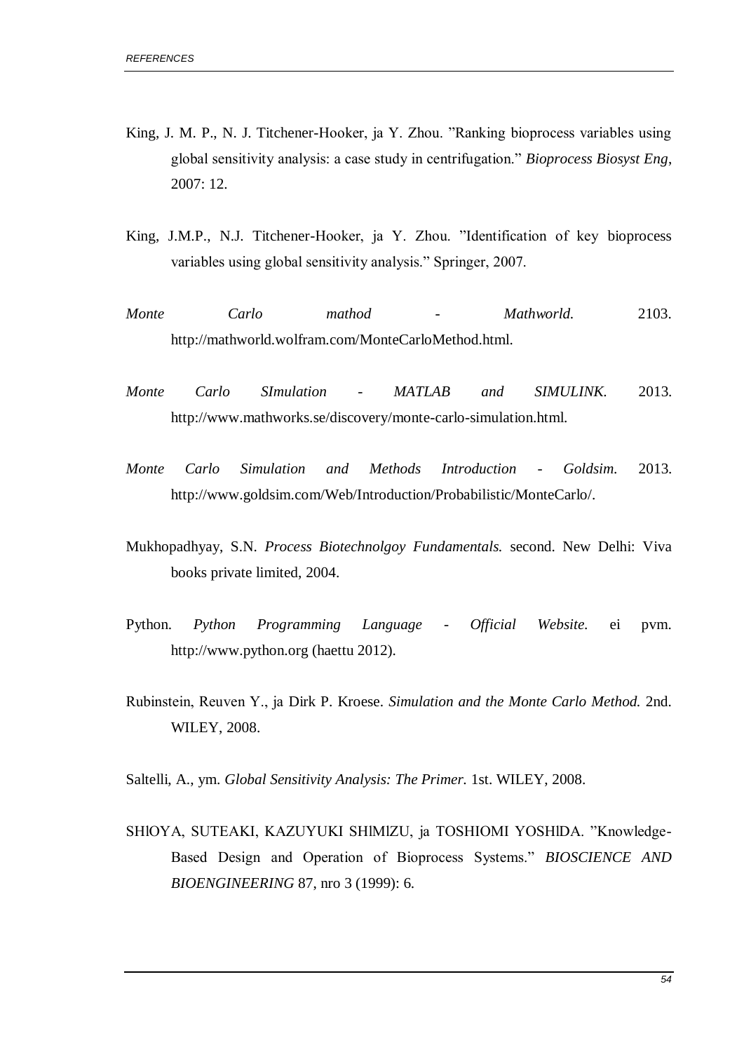King, J. M. P., N. J. Titchener-Hooker, ja Y. Zhou. "Ranking bioprocess variables using global sensitivity analysis: a case study in centrifugation." *Bioprocess Biosyst Eng*, 2007: 12.

King, J.M.P., N.J. Titchener-Hooker, ja Y. Zhou. "Identification of key bioprocess variables using global sensitivity analysis." Springer, 2007.

*Monte Carlo mathod - Mathworld.* 2103. http://mathworld.wolfram.com/MonteCarloMethod.html.

*Monte Carlo SImulation - MATLAB and SIMULINK.* 2013. http://www.mathworks.se/discovery/monte-carlo-simulation.html.

*Monte Carlo Simulation and Methods Introduction - Goldsim.* 2013. http://www.goldsim.com/Web/Introduction/Probabilistic/MonteCarlo/.

Mukhopadhyay, S.N. *Process Biotechnolgoy Fundamentals.* second. New Delhi: Viva books private limited, 2004.

Python. *Python Programming Language - Official Website.* ei pvm. http://www.python.org (haettu 2012).

Rubinstein, Reuven Y., ja Dirk P. Kroese. *Simulation and the Monte Carlo Method.* 2nd. WILEY, 2008.

Saltelli, A., ym. *Global Sensitivity Analysis: The Primer.* 1st. WILEY, 2008.

SHlOYA, SUTEAKI, KAZUYUKI SHlMlZU, ja TOSHIOMI YOSHlDA. "Knowledge-Based Design and Operation of Bioprocess Systems." *BIOSCIENCE AND BIOENGINEERING* 87, nro 3 (1999): 6.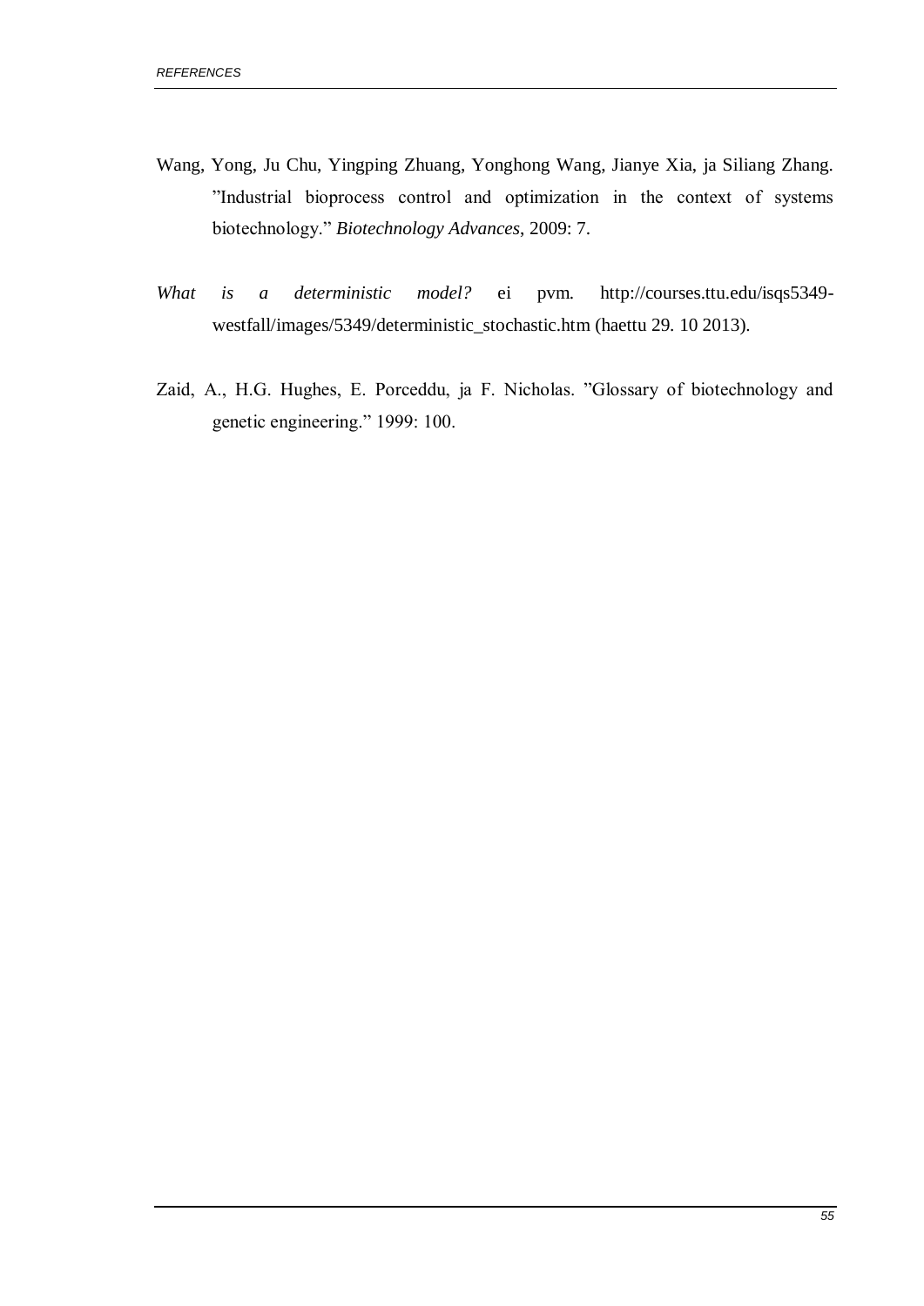Wang, Yong, Ju Chu, Yingping Zhuang, Yonghong Wang, Jianye Xia, ja Siliang Zhang. ”Industrial bioprocess control and optimization in the context of systems biotechnology.” *Biotechnology Advances*, 2009: 7.

*What is a deterministic model?* ei pvm. http://courses.ttu.edu/isqs5349-westfall/images/5349/deterministic_stochastic.htm (haettu 29. 10 2013).

Zaid, A., H.G. Hughes, E. Porceddu, ja F. Nicholas. ”Glossary of biotechnology and genetic engineering.” 1999: 100.